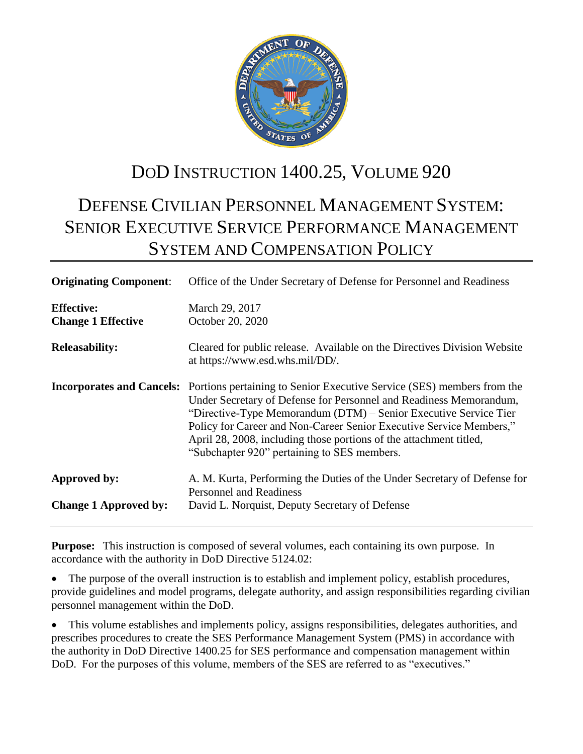# DoD INSTRUCTION 1400.25, VOLUME 920

# DEFENSE CIVILIAN PERSONNEL MANAGEMENT SYSTEM: SENIOR EXECUTIVE SERVICE PERFORMANCE MANAGEMENT SYSTEM AND COMPENSATION POLICY

| | |
|---|---|
| **Originating Component**: | Office of the Under Secretary of Defense for Personnel and Readiness |
| **Effective:**<br>**Change 1 Effective** | March 29, 2017<br>October 20, 2020 |
| **Releasability:** | Cleared for public release. Available on the Directives Division Website at https://www.esd.whs.mil/DD/. |
| **Incorporates and Cancels:** | Portions pertaining to Senior Executive Service (SES) members from the Under Secretary of Defense for Personnel and Readiness Memorandum, "Directive-Type Memorandum (DTM) – Senior Executive Service Tier Policy for Career and Non-Career Senior Executive Service Members," April 28, 2008, including those portions of the attachment titled, "Subchapter 920" pertaining to SES members. |
| **Approved by:** | A. M. Kurta, Performing the Duties of the Under Secretary of Defense for Personnel and Readiness |
| **Change 1 Approved by:** | David L. Norquist, Deputy Secretary of Defense |

**Purpose:** This instruction is composed of several volumes, each containing its own purpose. In accordance with the authority in DoD Directive 5124.02:

- The purpose of the overall instruction is to establish and implement policy, establish procedures, provide guidelines and model programs, delegate authority, and assign responsibilities regarding civilian personnel management within the DoD.
- This volume establishes and implements policy, assigns responsibilities, delegates authorities, and prescribes procedures to create the SES Performance Management System (PMS) in accordance with the authority in DoD Directive 1400.25 for SES performance and compensation management within DoD. For the purposes of this volume, members of the SES are referred to as "executives."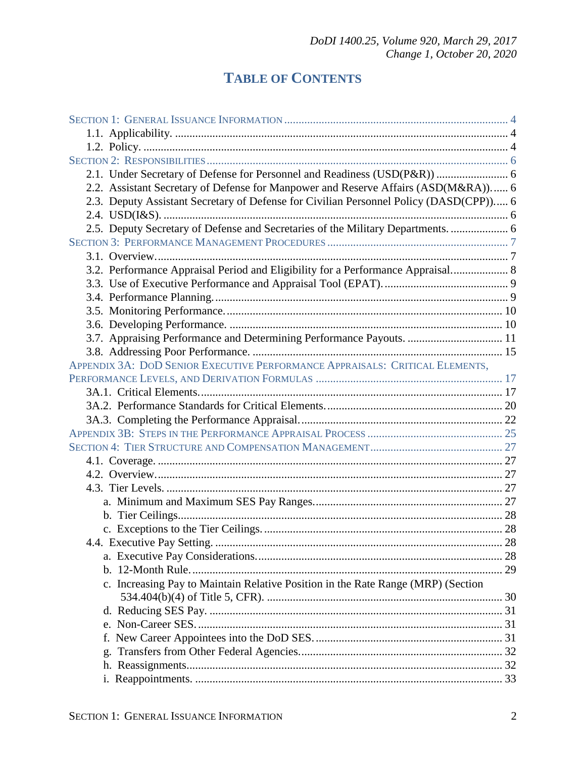# TABLE OF CONTENTS

SECTION 1: GENERAL ISSUANCE INFORMATION ............................................................................ 4
- 1.1. Applicability. .................................................................................................................. 4
- 1.2. Policy. ............................................................................................................................. 4

SECTION 2: RESPONSIBILITIES ........................................................................................................ 6
- 2.1. Under Secretary of Defense for Personnel and Readiness (USD(P&R)) ......................... 6
- 2.2. Assistant Secretary of Defense for Manpower and Reserve Affairs (ASD(M&RA)). ...... 6
- 2.3. Deputy Assistant Secretary of Defense for Civilian Personnel Policy (DASD(CPP)). .... 6
- 2.4. USD(I&S). ....................................................................................................................... 6
- 2.5. Deputy Secretary of Defense and Secretaries of the Military Departments. .................... 6

SECTION 3: PERFORMANCE MANAGEMENT PROCEDURES .............................................................. 7
- 3.1. Overview. ......................................................................................................................... 7
- 3.2. Performance Appraisal Period and Eligibility for a Performance Appraisal. ................... 8
- 3.3. Use of Executive Performance and Appraisal Tool (EPAT). ........................................... 9
- 3.4. Performance Planning. ..................................................................................................... 9
- 3.5. Monitoring Performance. ............................................................................................... 10
- 3.6. Developing Performance. .............................................................................................. 10
- 3.7. Appraising Performance and Determining Performance Payouts. ................................. 11
- 3.8. Addressing Poor Performance. ...................................................................................... 15

APPENDIX 3A: DOD SENIOR EXECUTIVE PERFORMANCE APPRAISALS: CRITICAL ELEMENTS, PERFORMANCE LEVELS, AND DERIVATION FORMULAS ................................................................ 17
- 3A.1. Critical Elements. ........................................................................................................ 17
- 3A.2. Performance Standards for Critical Elements. ............................................................. 20
- 3A.3. Completing the Performance Appraisal. ..................................................................... 22

APPENDIX 3B: STEPS IN THE PERFORMANCE APPRAISAL PROCESS ............................................... 25

SECTION 4: TIER STRUCTURE AND COMPENSATION MANAGEMENT ............................................. 27
- 4.1. Coverage. ...................................................................................................................... 27
- 4.2. Overview. ...................................................................................................................... 27
- 4.3. Tier Levels. ................................................................................................................... 27
  - a. Minimum and Maximum SES Pay Ranges. ................................................................ 27
  - b. Tier Ceilings. ............................................................................................................... 28
  - c. Exceptions to the Tier Ceilings. .................................................................................. 28
- 4.4. Executive Pay Setting. .................................................................................................. 28
  - a. Executive Pay Considerations. .................................................................................... 28
  - b. 12-Month Rule. ........................................................................................................... 29
  - c. Increasing Pay to Maintain Relative Position in the Rate Range (MRP) (Section 534.404(b)(4) of Title 5, CFR). ................................................................................. 30
  - d. Reducing SES Pay. ..................................................................................................... 31
  - e. Non-Career SES. ......................................................................................................... 31
  - f. New Career Appointees into the DoD SES. ................................................................ 31
  - g. Transfers from Other Federal Agencies. ..................................................................... 32
  - h. Reassignments. ............................................................................................................ 32
  - i. Reappointments. .......................................................................................................... 33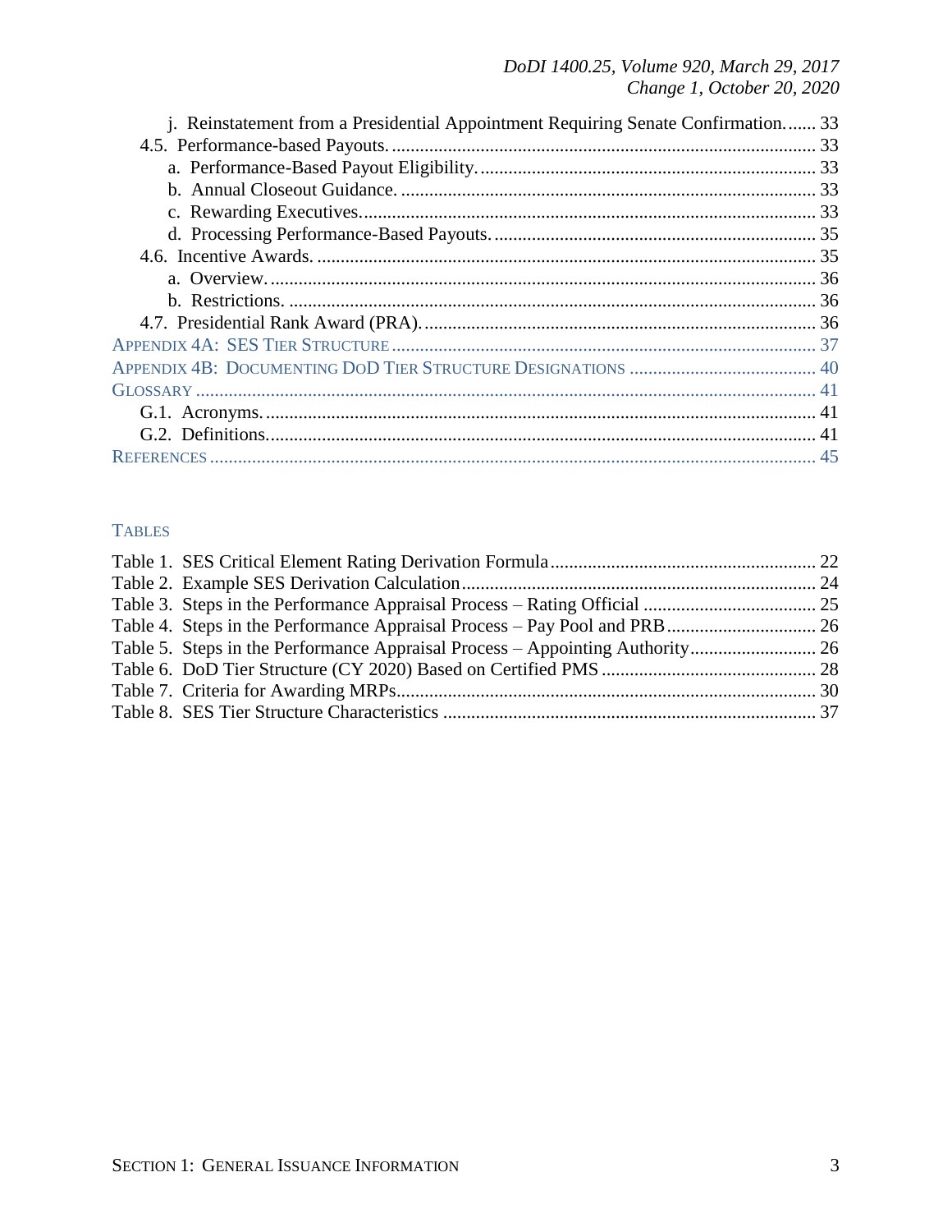j. Reinstatement from a Presidential Appointment Requiring Senate Confirmation....... 33
4.5. Performance-based Payouts. ........................................................................................... 33
a. Performance-Based Payout Eligibility. ....................................................................... 33
b. Annual Closeout Guidance. ........................................................................................ 33
c. Rewarding Executives. ................................................................................................ 33
d. Processing Performance-Based Payouts. .................................................................... 35
4.6. Incentive Awards. ........................................................................................................... 35
a. Overview. .................................................................................................................... 36
b. Restrictions. ................................................................................................................ 36
4.7. Presidential Rank Award (PRA). ................................................................................... 36
APPENDIX 4A: SES TIER STRUCTURE ......................................................................................... 37
APPENDIX 4B: DOCUMENTING DOD TIER STRUCTURE DESIGNATIONS ........................................ 40
GLOSSARY ..................................................................................................................................... 41
G.1. Acronyms. ..................................................................................................................... 41
G.2. Definitions. .................................................................................................................... 41
REFERENCES .................................................................................................................................. 45

TABLES

Table 1. SES Critical Element Rating Derivation Formula ......................................................... 22
Table 2. Example SES Derivation Calculation ............................................................................ 24
Table 3. Steps in the Performance Appraisal Process – Rating Official ..................................... 25
Table 4. Steps in the Performance Appraisal Process – Pay Pool and PRB ................................ 26
Table 5. Steps in the Performance Appraisal Process – Appointing Authority ........................... 26
Table 6. DoD Tier Structure (CY 2020) Based on Certified PMS .............................................. 28
Table 7. Criteria for Awarding MRPs .......................................................................................... 30
Table 8. SES Tier Structure Characteristics ................................................................................ 37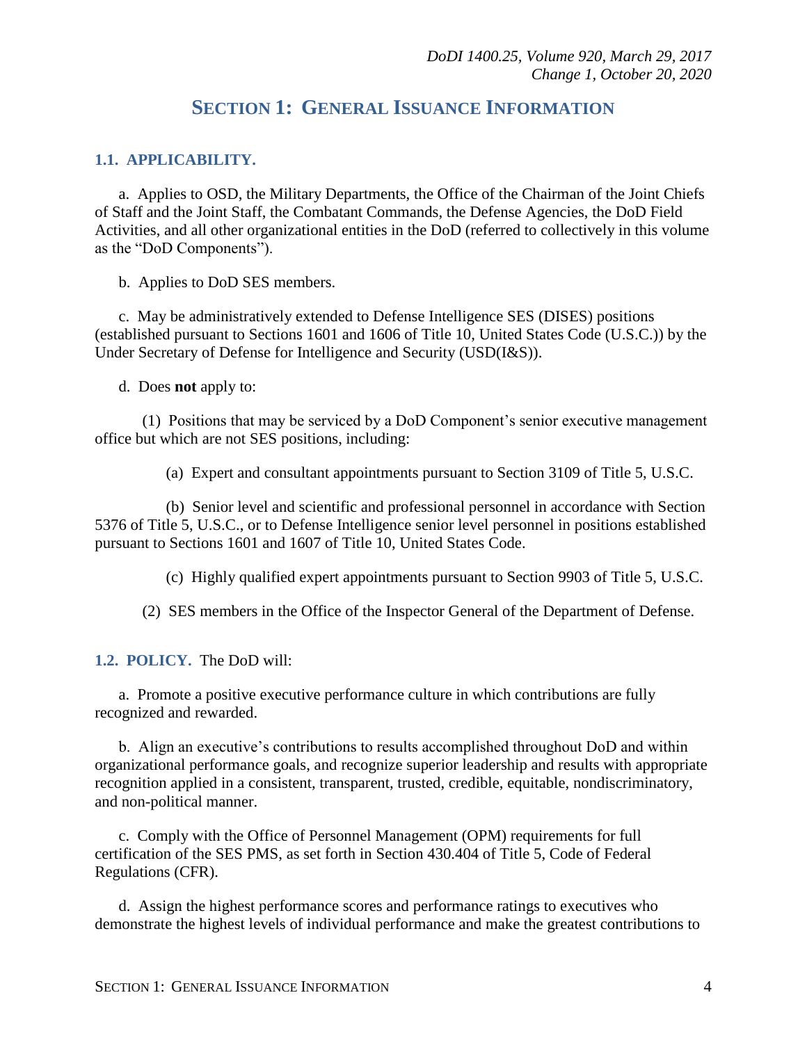# SECTION 1: GENERAL ISSUANCE INFORMATION

## 1.1. APPLICABILITY.

a. Applies to OSD, the Military Departments, the Office of the Chairman of the Joint Chiefs of Staff and the Joint Staff, the Combatant Commands, the Defense Agencies, the DoD Field Activities, and all other organizational entities in the DoD (referred to collectively in this volume as the "DoD Components").

b. Applies to DoD SES members.

c. May be administratively extended to Defense Intelligence SES (DISES) positions (established pursuant to Sections 1601 and 1606 of Title 10, United States Code (U.S.C.)) by the Under Secretary of Defense for Intelligence and Security (USD(I&S)).

d. Does **not** apply to:

(1) Positions that may be serviced by a DoD Component's senior executive management office but which are not SES positions, including:

(a) Expert and consultant appointments pursuant to Section 3109 of Title 5, U.S.C.

(b) Senior level and scientific and professional personnel in accordance with Section 5376 of Title 5, U.S.C., or to Defense Intelligence senior level personnel in positions established pursuant to Sections 1601 and 1607 of Title 10, United States Code.

(c) Highly qualified expert appointments pursuant to Section 9903 of Title 5, U.S.C.

(2) SES members in the Office of the Inspector General of the Department of Defense.

## 1.2. POLICY.

The DoD will:

a. Promote a positive executive performance culture in which contributions are fully recognized and rewarded.

b. Align an executive's contributions to results accomplished throughout DoD and within organizational performance goals, and recognize superior leadership and results with appropriate recognition applied in a consistent, transparent, trusted, credible, equitable, nondiscriminatory, and non-political manner.

c. Comply with the Office of Personnel Management (OPM) requirements for full certification of the SES PMS, as set forth in Section 430.404 of Title 5, Code of Federal Regulations (CFR).

d. Assign the highest performance scores and performance ratings to executives who demonstrate the highest levels of individual performance and make the greatest contributions to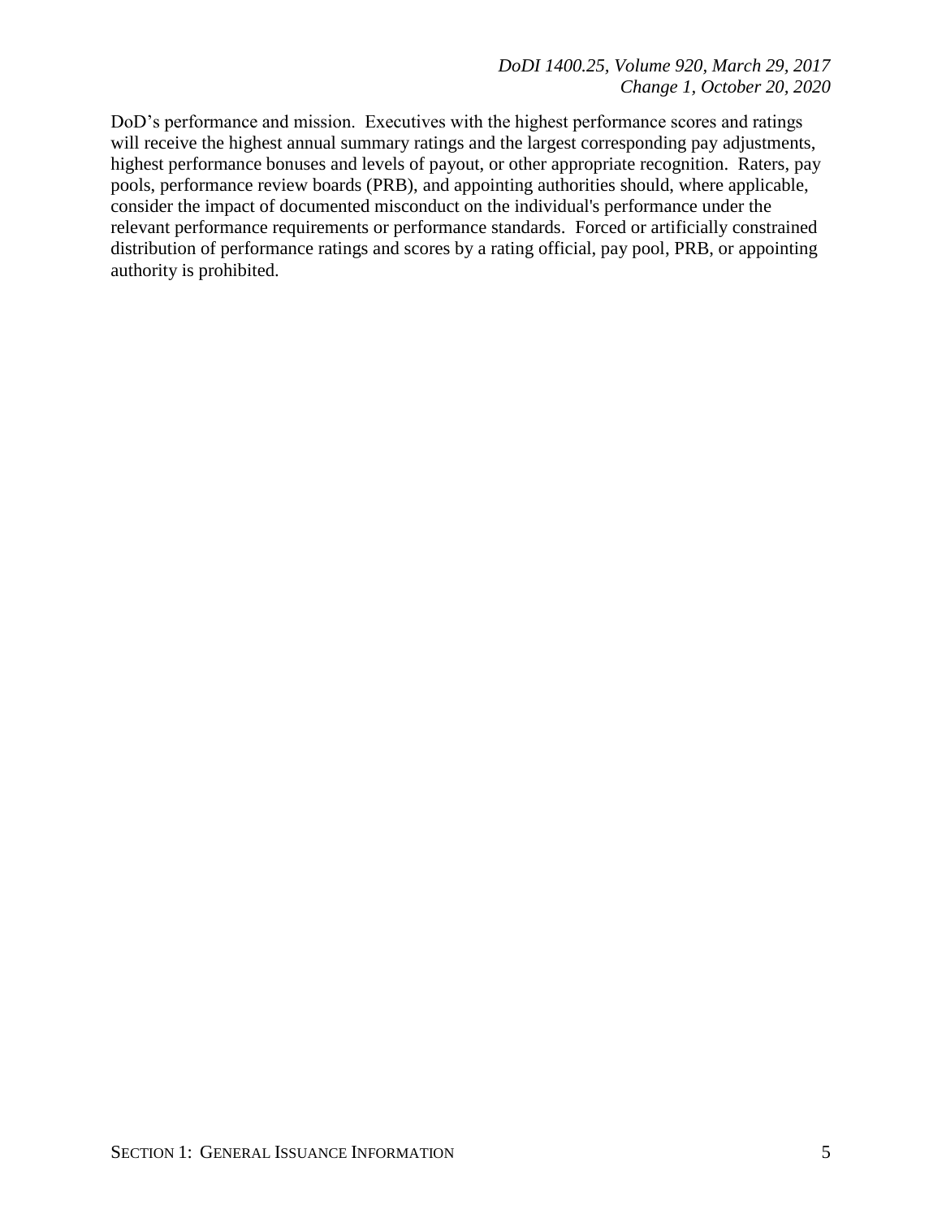DoD's performance and mission. Executives with the highest performance scores and ratings will receive the highest annual summary ratings and the largest corresponding pay adjustments, highest performance bonuses and levels of payout, or other appropriate recognition. Raters, pay pools, performance review boards (PRB), and appointing authorities should, where applicable, consider the impact of documented misconduct on the individual's performance under the relevant performance requirements or performance standards. Forced or artificially constrained distribution of performance ratings and scores by a rating official, pay pool, PRB, or appointing authority is prohibited.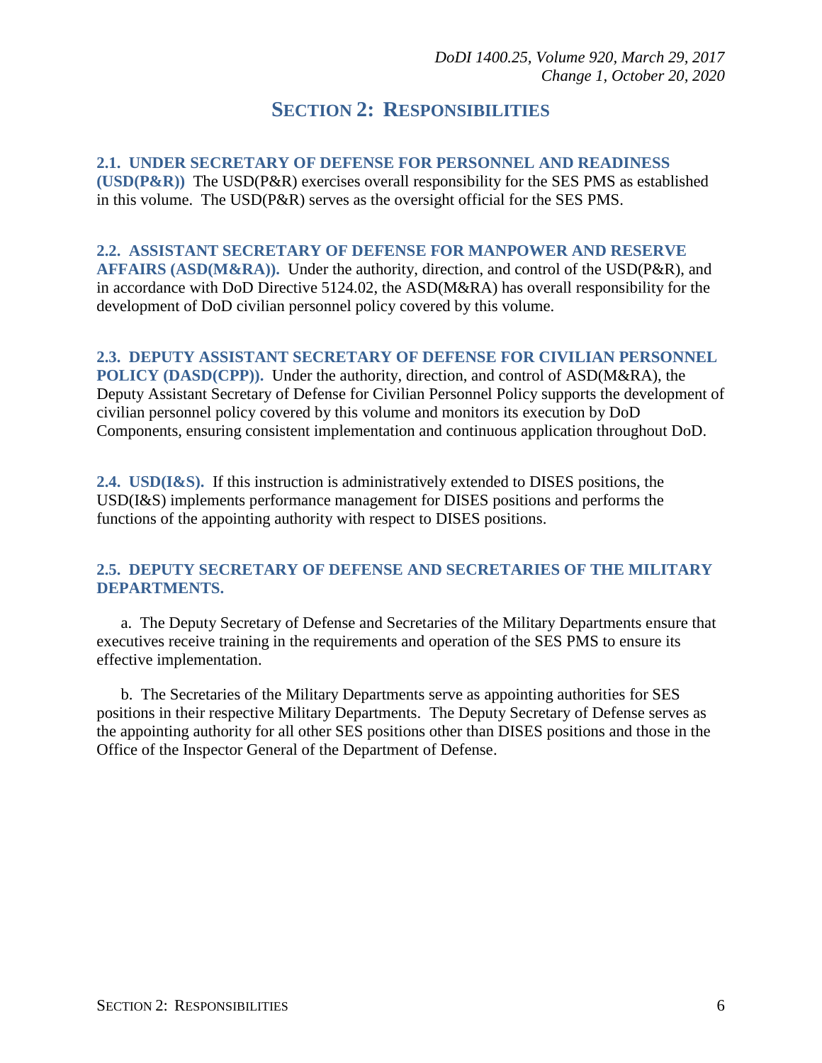## SECTION 2: RESPONSIBILITIES

**2.1. UNDER SECRETARY OF DEFENSE FOR PERSONNEL AND READINESS (USD(P&R))** The USD(P&R) exercises overall responsibility for the SES PMS as established in this volume. The USD(P&R) serves as the oversight official for the SES PMS.

**2.2. ASSISTANT SECRETARY OF DEFENSE FOR MANPOWER AND RESERVE AFFAIRS (ASD(M&RA)).** Under the authority, direction, and control of the USD(P&R), and in accordance with DoD Directive 5124.02, the ASD(M&RA) has overall responsibility for the development of DoD civilian personnel policy covered by this volume.

**2.3. DEPUTY ASSISTANT SECRETARY OF DEFENSE FOR CIVILIAN PERSONNEL POLICY (DASD(CPP)).** Under the authority, direction, and control of ASD(M&RA), the Deputy Assistant Secretary of Defense for Civilian Personnel Policy supports the development of civilian personnel policy covered by this volume and monitors its execution by DoD Components, ensuring consistent implementation and continuous application throughout DoD.

**2.4. USD(I&S).** If this instruction is administratively extended to DISES positions, the USD(I&S) implements performance management for DISES positions and performs the functions of the appointing authority with respect to DISES positions.

**2.5. DEPUTY SECRETARY OF DEFENSE AND SECRETARIES OF THE MILITARY DEPARTMENTS.**

a. The Deputy Secretary of Defense and Secretaries of the Military Departments ensure that executives receive training in the requirements and operation of the SES PMS to ensure its effective implementation.

b. The Secretaries of the Military Departments serve as appointing authorities for SES positions in their respective Military Departments. The Deputy Secretary of Defense serves as the appointing authority for all other SES positions other than DISES positions and those in the Office of the Inspector General of the Department of Defense.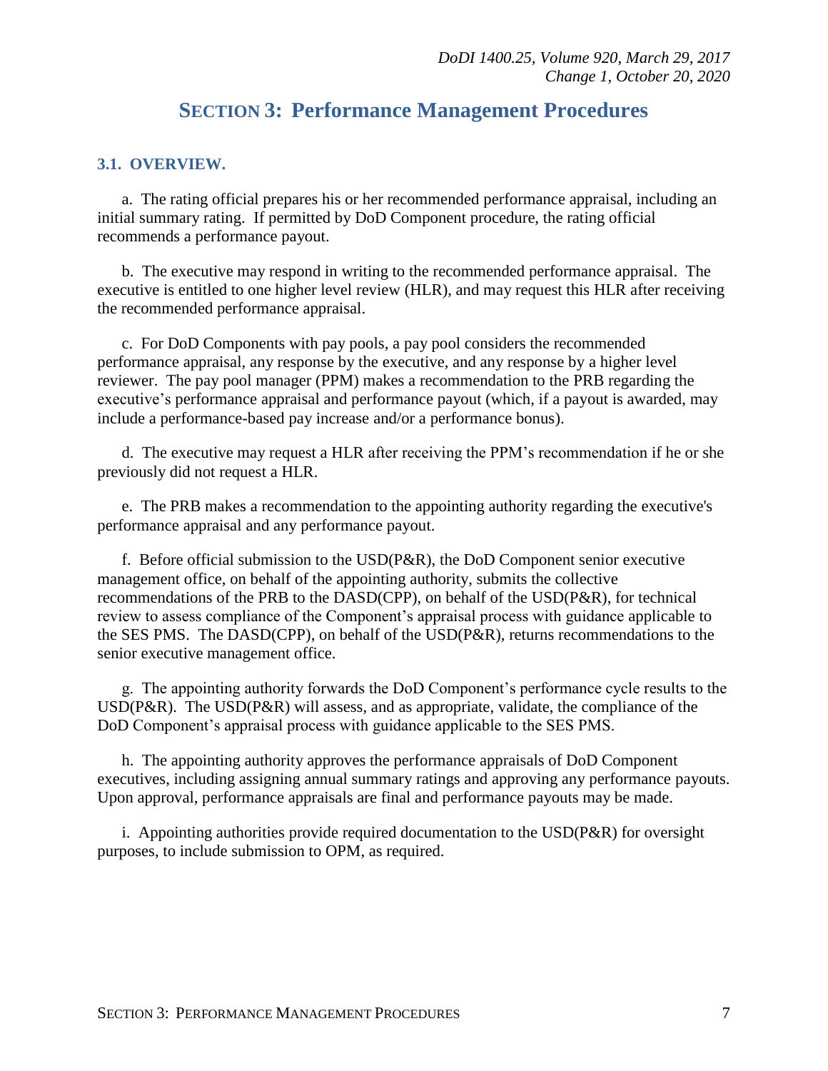## SECTION 3: Performance Management Procedures

### 3.1. OVERVIEW.

a. The rating official prepares his or her recommended performance appraisal, including an initial summary rating. If permitted by DoD Component procedure, the rating official recommends a performance payout.

b. The executive may respond in writing to the recommended performance appraisal. The executive is entitled to one higher level review (HLR), and may request this HLR after receiving the recommended performance appraisal.

c. For DoD Components with pay pools, a pay pool considers the recommended performance appraisal, any response by the executive, and any response by a higher level reviewer. The pay pool manager (PPM) makes a recommendation to the PRB regarding the executive's performance appraisal and performance payout (which, if a payout is awarded, may include a performance-based pay increase and/or a performance bonus).

d. The executive may request a HLR after receiving the PPM's recommendation if he or she previously did not request a HLR.

e. The PRB makes a recommendation to the appointing authority regarding the executive's performance appraisal and any performance payout.

f. Before official submission to the USD(P&R), the DoD Component senior executive management office, on behalf of the appointing authority, submits the collective recommendations of the PRB to the DASD(CPP), on behalf of the USD(P&R), for technical review to assess compliance of the Component's appraisal process with guidance applicable to the SES PMS. The DASD(CPP), on behalf of the USD(P&R), returns recommendations to the senior executive management office.

g. The appointing authority forwards the DoD Component's performance cycle results to the USD(P&R). The USD(P&R) will assess, and as appropriate, validate, the compliance of the DoD Component's appraisal process with guidance applicable to the SES PMS.

h. The appointing authority approves the performance appraisals of DoD Component executives, including assigning annual summary ratings and approving any performance payouts. Upon approval, performance appraisals are final and performance payouts may be made.

i. Appointing authorities provide required documentation to the USD(P&R) for oversight purposes, to include submission to OPM, as required.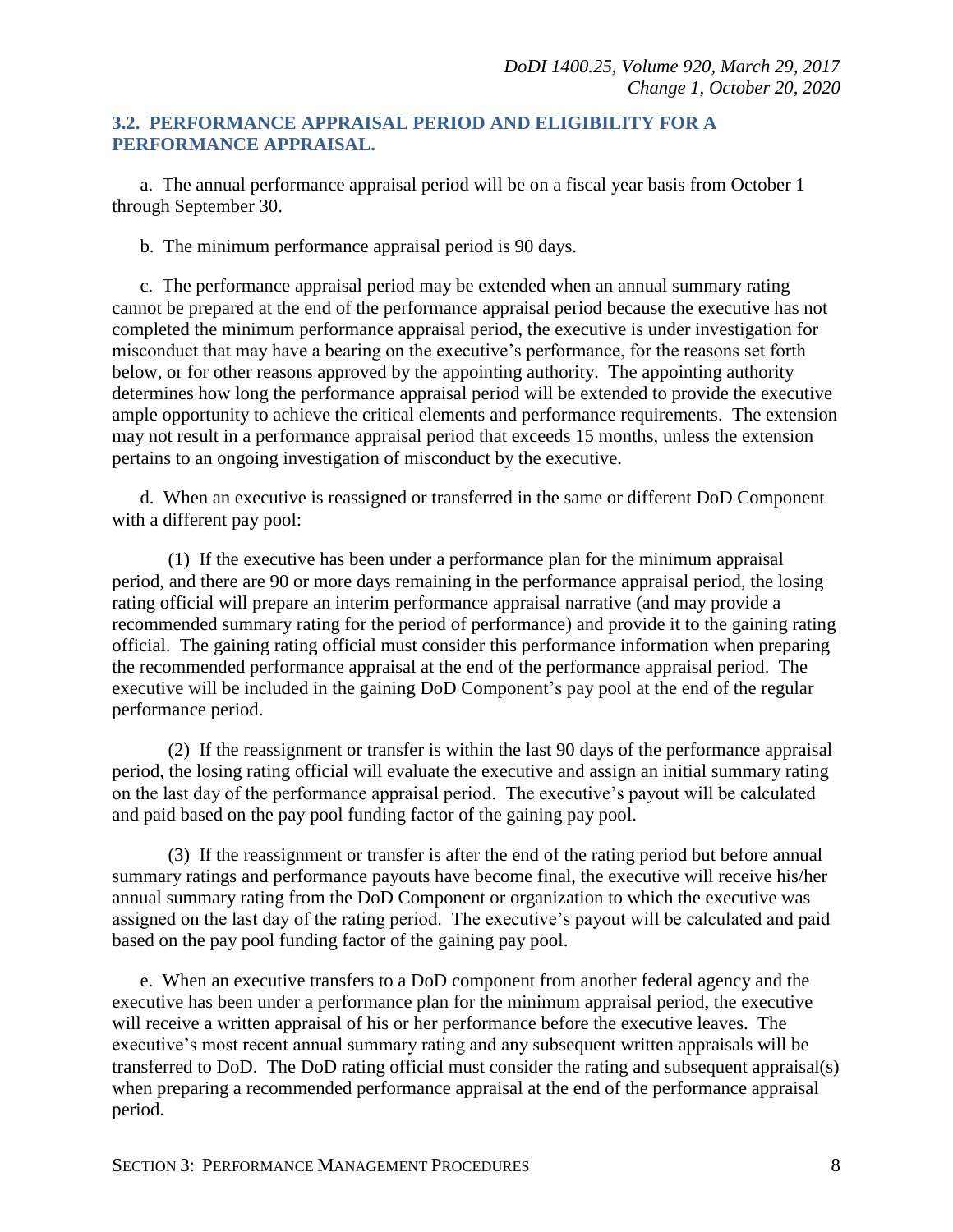### 3.2. PERFORMANCE APPRAISAL PERIOD AND ELIGIBILITY FOR A PERFORMANCE APPRAISAL.

a. The annual performance appraisal period will be on a fiscal year basis from October 1 through September 30.

b. The minimum performance appraisal period is 90 days.

c. The performance appraisal period may be extended when an annual summary rating cannot be prepared at the end of the performance appraisal period because the executive has not completed the minimum performance appraisal period, the executive is under investigation for misconduct that may have a bearing on the executive's performance, for the reasons set forth below, or for other reasons approved by the appointing authority. The appointing authority determines how long the performance appraisal period will be extended to provide the executive ample opportunity to achieve the critical elements and performance requirements. The extension may not result in a performance appraisal period that exceeds 15 months, unless the extension pertains to an ongoing investigation of misconduct by the executive.

d. When an executive is reassigned or transferred in the same or different DoD Component with a different pay pool:

(1) If the executive has been under a performance plan for the minimum appraisal period, and there are 90 or more days remaining in the performance appraisal period, the losing rating official will prepare an interim performance appraisal narrative (and may provide a recommended summary rating for the period of performance) and provide it to the gaining rating official. The gaining rating official must consider this performance information when preparing the recommended performance appraisal at the end of the performance appraisal period. The executive will be included in the gaining DoD Component's pay pool at the end of the regular performance period.

(2) If the reassignment or transfer is within the last 90 days of the performance appraisal period, the losing rating official will evaluate the executive and assign an initial summary rating on the last day of the performance appraisal period. The executive's payout will be calculated and paid based on the pay pool funding factor of the gaining pay pool.

(3) If the reassignment or transfer is after the end of the rating period but before annual summary ratings and performance payouts have become final, the executive will receive his/her annual summary rating from the DoD Component or organization to which the executive was assigned on the last day of the rating period. The executive's payout will be calculated and paid based on the pay pool funding factor of the gaining pay pool.

e. When an executive transfers to a DoD component from another federal agency and the executive has been under a performance plan for the minimum appraisal period, the executive will receive a written appraisal of his or her performance before the executive leaves. The executive's most recent annual summary rating and any subsequent written appraisals will be transferred to DoD. The DoD rating official must consider the rating and subsequent appraisal(s) when preparing a recommended performance appraisal at the end of the performance appraisal period.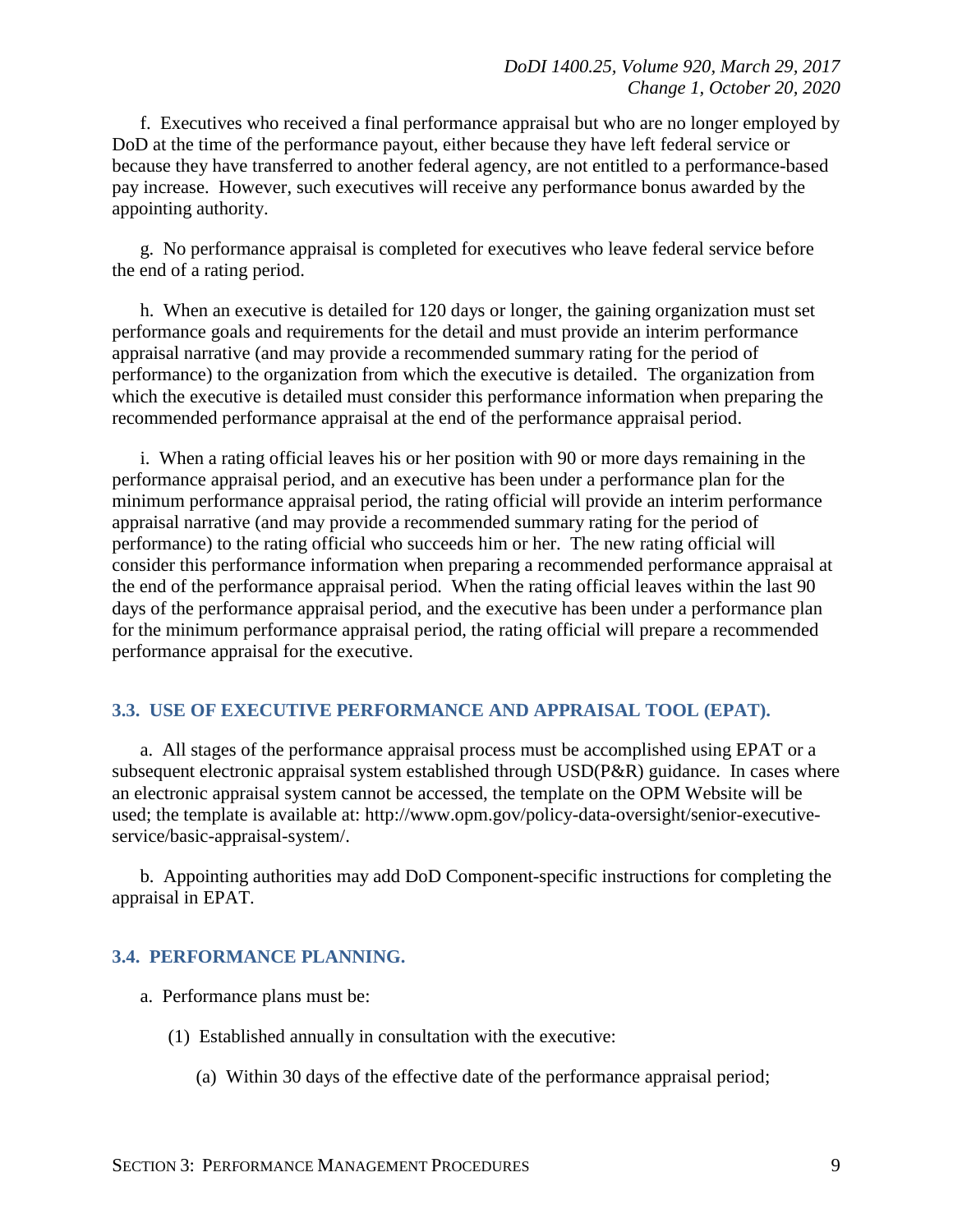f. Executives who received a final performance appraisal but who are no longer employed by DoD at the time of the performance payout, either because they have left federal service or because they have transferred to another federal agency, are not entitled to a performance-based pay increase. However, such executives will receive any performance bonus awarded by the appointing authority.

g. No performance appraisal is completed for executives who leave federal service before the end of a rating period.

h. When an executive is detailed for 120 days or longer, the gaining organization must set performance goals and requirements for the detail and must provide an interim performance appraisal narrative (and may provide a recommended summary rating for the period of performance) to the organization from which the executive is detailed. The organization from which the executive is detailed must consider this performance information when preparing the recommended performance appraisal at the end of the performance appraisal period.

i. When a rating official leaves his or her position with 90 or more days remaining in the performance appraisal period, and an executive has been under a performance plan for the minimum performance appraisal period, the rating official will provide an interim performance appraisal narrative (and may provide a recommended summary rating for the period of performance) to the rating official who succeeds him or her. The new rating official will consider this performance information when preparing a recommended performance appraisal at the end of the performance appraisal period. When the rating official leaves within the last 90 days of the performance appraisal period, and the executive has been under a performance plan for the minimum performance appraisal period, the rating official will prepare a recommended performance appraisal for the executive.

## 3.3. USE OF EXECUTIVE PERFORMANCE AND APPRAISAL TOOL (EPAT).

a. All stages of the performance appraisal process must be accomplished using EPAT or a subsequent electronic appraisal system established through USD(P&R) guidance. In cases where an electronic appraisal system cannot be accessed, the template on the OPM Website will be used; the template is available at: http://www.opm.gov/policy-data-oversight/senior-executive-service/basic-appraisal-system/.

b. Appointing authorities may add DoD Component-specific instructions for completing the appraisal in EPAT.

## 3.4. PERFORMANCE PLANNING.

a. Performance plans must be:

(1) Established annually in consultation with the executive:

(a) Within 30 days of the effective date of the performance appraisal period;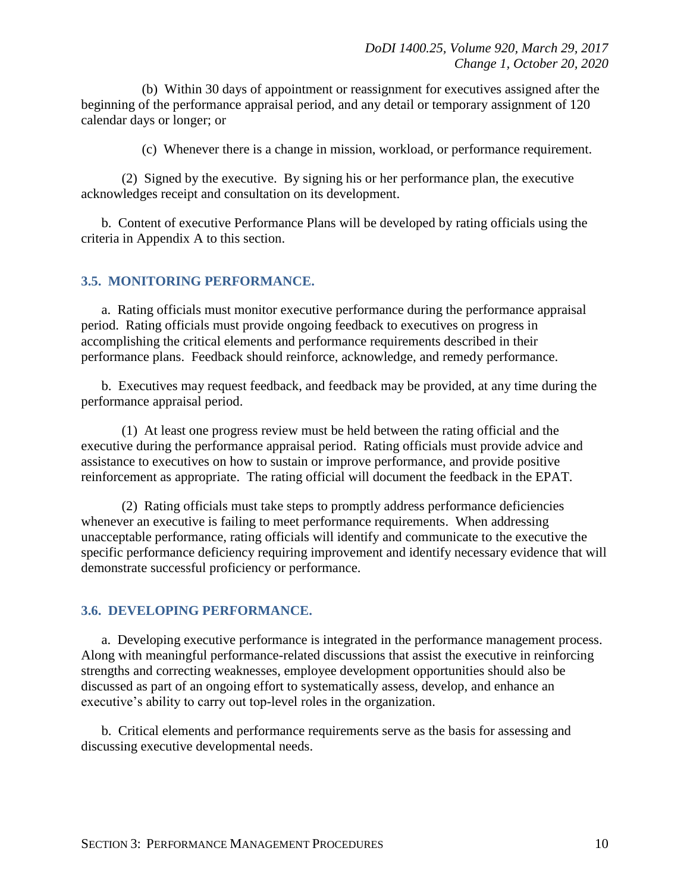(b) Within 30 days of appointment or reassignment for executives assigned after the beginning of the performance appraisal period, and any detail or temporary assignment of 120 calendar days or longer; or

(c) Whenever there is a change in mission, workload, or performance requirement.

(2) Signed by the executive. By signing his or her performance plan, the executive acknowledges receipt and consultation on its development.

b. Content of executive Performance Plans will be developed by rating officials using the criteria in Appendix A to this section.

## 3.5. MONITORING PERFORMANCE.

a. Rating officials must monitor executive performance during the performance appraisal period. Rating officials must provide ongoing feedback to executives on progress in accomplishing the critical elements and performance requirements described in their performance plans. Feedback should reinforce, acknowledge, and remedy performance.

b. Executives may request feedback, and feedback may be provided, at any time during the performance appraisal period.

(1) At least one progress review must be held between the rating official and the executive during the performance appraisal period. Rating officials must provide advice and assistance to executives on how to sustain or improve performance, and provide positive reinforcement as appropriate. The rating official will document the feedback in the EPAT.

(2) Rating officials must take steps to promptly address performance deficiencies whenever an executive is failing to meet performance requirements. When addressing unacceptable performance, rating officials will identify and communicate to the executive the specific performance deficiency requiring improvement and identify necessary evidence that will demonstrate successful proficiency or performance.

## 3.6. DEVELOPING PERFORMANCE.

a. Developing executive performance is integrated in the performance management process. Along with meaningful performance-related discussions that assist the executive in reinforcing strengths and correcting weaknesses, employee development opportunities should also be discussed as part of an ongoing effort to systematically assess, develop, and enhance an executive's ability to carry out top-level roles in the organization.

b. Critical elements and performance requirements serve as the basis for assessing and discussing executive developmental needs.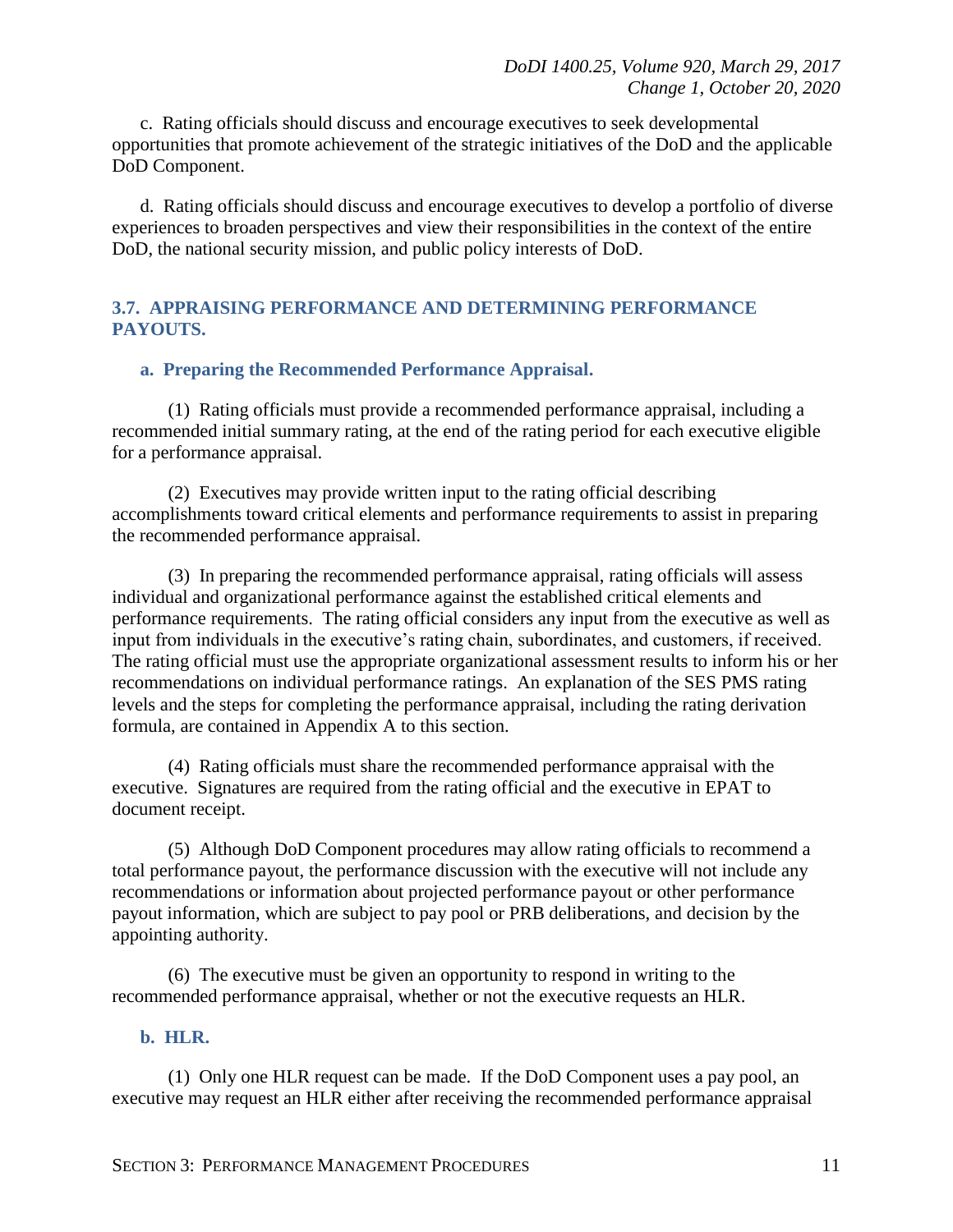c. Rating officials should discuss and encourage executives to seek developmental opportunities that promote achievement of the strategic initiatives of the DoD and the applicable DoD Component.

d. Rating officials should discuss and encourage executives to develop a portfolio of diverse experiences to broaden perspectives and view their responsibilities in the context of the entire DoD, the national security mission, and public policy interests of DoD.

## 3.7. APPRAISING PERFORMANCE AND DETERMINING PERFORMANCE PAYOUTS.

### a. Preparing the Recommended Performance Appraisal.

(1) Rating officials must provide a recommended performance appraisal, including a recommended initial summary rating, at the end of the rating period for each executive eligible for a performance appraisal.

(2) Executives may provide written input to the rating official describing accomplishments toward critical elements and performance requirements to assist in preparing the recommended performance appraisal.

(3) In preparing the recommended performance appraisal, rating officials will assess individual and organizational performance against the established critical elements and performance requirements. The rating official considers any input from the executive as well as input from individuals in the executive's rating chain, subordinates, and customers, if received. The rating official must use the appropriate organizational assessment results to inform his or her recommendations on individual performance ratings. An explanation of the SES PMS rating levels and the steps for completing the performance appraisal, including the rating derivation formula, are contained in Appendix A to this section.

(4) Rating officials must share the recommended performance appraisal with the executive. Signatures are required from the rating official and the executive in EPAT to document receipt.

(5) Although DoD Component procedures may allow rating officials to recommend a total performance payout, the performance discussion with the executive will not include any recommendations or information about projected performance payout or other performance payout information, which are subject to pay pool or PRB deliberations, and decision by the appointing authority.

(6) The executive must be given an opportunity to respond in writing to the recommended performance appraisal, whether or not the executive requests an HLR.

### b. HLR.

(1) Only one HLR request can be made. If the DoD Component uses a pay pool, an executive may request an HLR either after receiving the recommended performance appraisal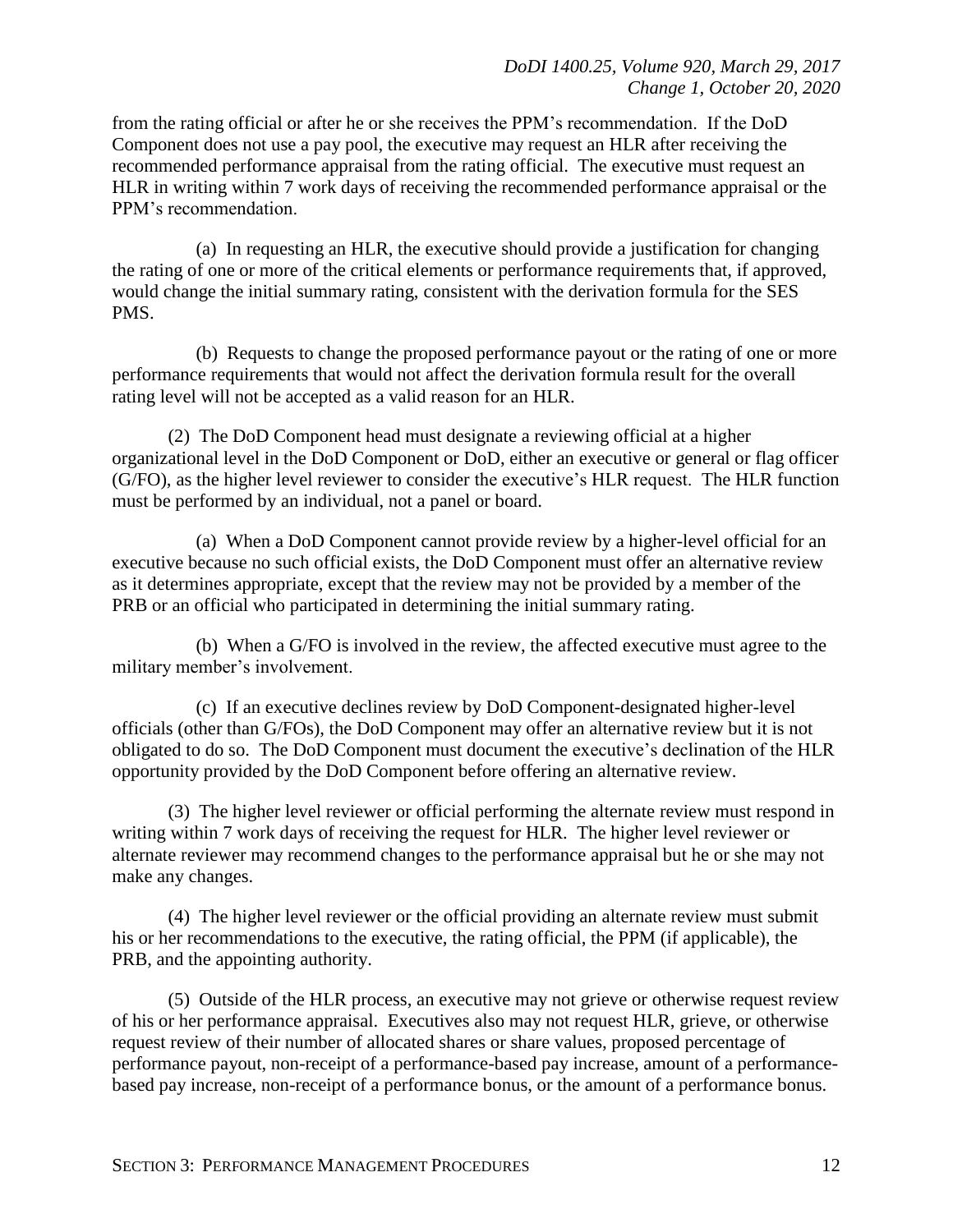from the rating official or after he or she receives the PPM's recommendation. If the DoD Component does not use a pay pool, the executive may request an HLR after receiving the recommended performance appraisal from the rating official. The executive must request an HLR in writing within 7 work days of receiving the recommended performance appraisal or the PPM's recommendation.

(a) In requesting an HLR, the executive should provide a justification for changing the rating of one or more of the critical elements or performance requirements that, if approved, would change the initial summary rating, consistent with the derivation formula for the SES PMS.

(b) Requests to change the proposed performance payout or the rating of one or more performance requirements that would not affect the derivation formula result for the overall rating level will not be accepted as a valid reason for an HLR.

(2) The DoD Component head must designate a reviewing official at a higher organizational level in the DoD Component or DoD, either an executive or general or flag officer (G/FO), as the higher level reviewer to consider the executive's HLR request. The HLR function must be performed by an individual, not a panel or board.

(a) When a DoD Component cannot provide review by a higher-level official for an executive because no such official exists, the DoD Component must offer an alternative review as it determines appropriate, except that the review may not be provided by a member of the PRB or an official who participated in determining the initial summary rating.

(b) When a G/FO is involved in the review, the affected executive must agree to the military member's involvement.

(c) If an executive declines review by DoD Component-designated higher-level officials (other than G/FOs), the DoD Component may offer an alternative review but it is not obligated to do so. The DoD Component must document the executive's declination of the HLR opportunity provided by the DoD Component before offering an alternative review.

(3) The higher level reviewer or official performing the alternate review must respond in writing within 7 work days of receiving the request for HLR. The higher level reviewer or alternate reviewer may recommend changes to the performance appraisal but he or she may not make any changes.

(4) The higher level reviewer or the official providing an alternate review must submit his or her recommendations to the executive, the rating official, the PPM (if applicable), the PRB, and the appointing authority.

(5) Outside of the HLR process, an executive may not grieve or otherwise request review of his or her performance appraisal. Executives also may not request HLR, grieve, or otherwise request review of their number of allocated shares or share values, proposed percentage of performance payout, non-receipt of a performance-based pay increase, amount of a performance-based pay increase, non-receipt of a performance bonus, or the amount of a performance bonus.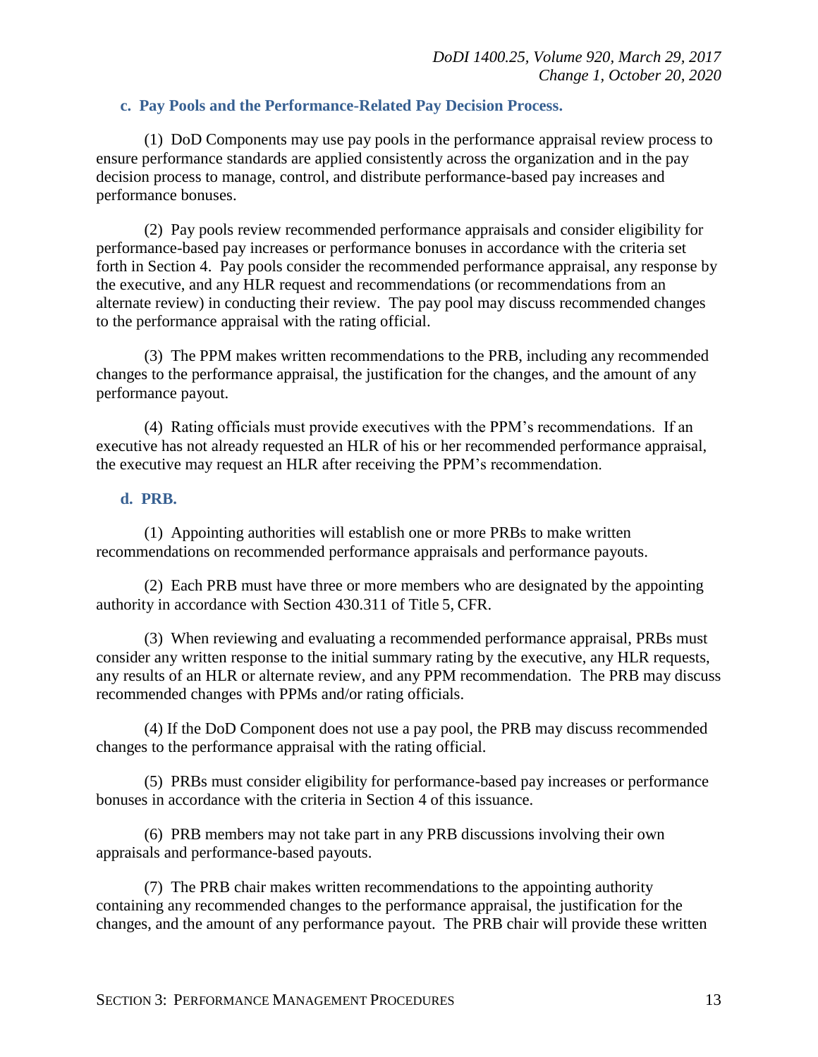### c. Pay Pools and the Performance-Related Pay Decision Process.

(1) DoD Components may use pay pools in the performance appraisal review process to ensure performance standards are applied consistently across the organization and in the pay decision process to manage, control, and distribute performance-based pay increases and performance bonuses.

(2) Pay pools review recommended performance appraisals and consider eligibility for performance-based pay increases or performance bonuses in accordance with the criteria set forth in Section 4. Pay pools consider the recommended performance appraisal, any response by the executive, and any HLR request and recommendations (or recommendations from an alternate review) in conducting their review. The pay pool may discuss recommended changes to the performance appraisal with the rating official.

(3) The PPM makes written recommendations to the PRB, including any recommended changes to the performance appraisal, the justification for the changes, and the amount of any performance payout.

(4) Rating officials must provide executives with the PPM's recommendations. If an executive has not already requested an HLR of his or her recommended performance appraisal, the executive may request an HLR after receiving the PPM's recommendation.

### d. PRB.

(1) Appointing authorities will establish one or more PRBs to make written recommendations on recommended performance appraisals and performance payouts.

(2) Each PRB must have three or more members who are designated by the appointing authority in accordance with Section 430.311 of Title 5, CFR.

(3) When reviewing and evaluating a recommended performance appraisal, PRBs must consider any written response to the initial summary rating by the executive, any HLR requests, any results of an HLR or alternate review, and any PPM recommendation. The PRB may discuss recommended changes with PPMs and/or rating officials.

(4) If the DoD Component does not use a pay pool, the PRB may discuss recommended changes to the performance appraisal with the rating official.

(5) PRBs must consider eligibility for performance-based pay increases or performance bonuses in accordance with the criteria in Section 4 of this issuance.

(6) PRB members may not take part in any PRB discussions involving their own appraisals and performance-based payouts.

(7) The PRB chair makes written recommendations to the appointing authority containing any recommended changes to the performance appraisal, the justification for the changes, and the amount of any performance payout. The PRB chair will provide these written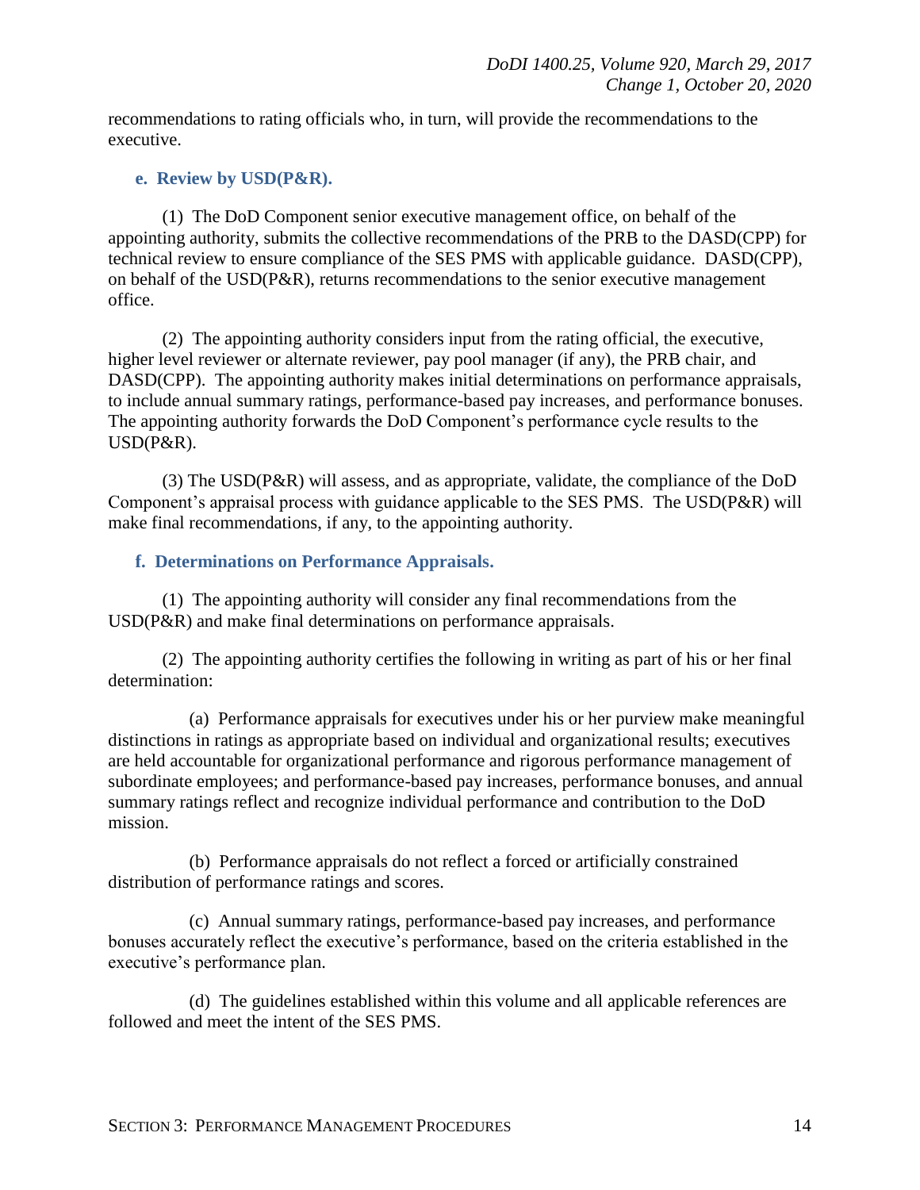recommendations to rating officials who, in turn, will provide the recommendations to the executive.

**e. Review by USD(P&R).**

(1) The DoD Component senior executive management office, on behalf of the appointing authority, submits the collective recommendations of the PRB to the DASD(CPP) for technical review to ensure compliance of the SES PMS with applicable guidance. DASD(CPP), on behalf of the USD(P&R), returns recommendations to the senior executive management office.

(2) The appointing authority considers input from the rating official, the executive, higher level reviewer or alternate reviewer, pay pool manager (if any), the PRB chair, and DASD(CPP). The appointing authority makes initial determinations on performance appraisals, to include annual summary ratings, performance-based pay increases, and performance bonuses. The appointing authority forwards the DoD Component's performance cycle results to the USD(P&R).

(3) The USD(P&R) will assess, and as appropriate, validate, the compliance of the DoD Component's appraisal process with guidance applicable to the SES PMS. The USD(P&R) will make final recommendations, if any, to the appointing authority.

**f. Determinations on Performance Appraisals.**

(1) The appointing authority will consider any final recommendations from the USD(P&R) and make final determinations on performance appraisals.

(2) The appointing authority certifies the following in writing as part of his or her final determination:

(a) Performance appraisals for executives under his or her purview make meaningful distinctions in ratings as appropriate based on individual and organizational results; executives are held accountable for organizational performance and rigorous performance management of subordinate employees; and performance-based pay increases, performance bonuses, and annual summary ratings reflect and recognize individual performance and contribution to the DoD mission.

(b) Performance appraisals do not reflect a forced or artificially constrained distribution of performance ratings and scores.

(c) Annual summary ratings, performance-based pay increases, and performance bonuses accurately reflect the executive's performance, based on the criteria established in the executive's performance plan.

(d) The guidelines established within this volume and all applicable references are followed and meet the intent of the SES PMS.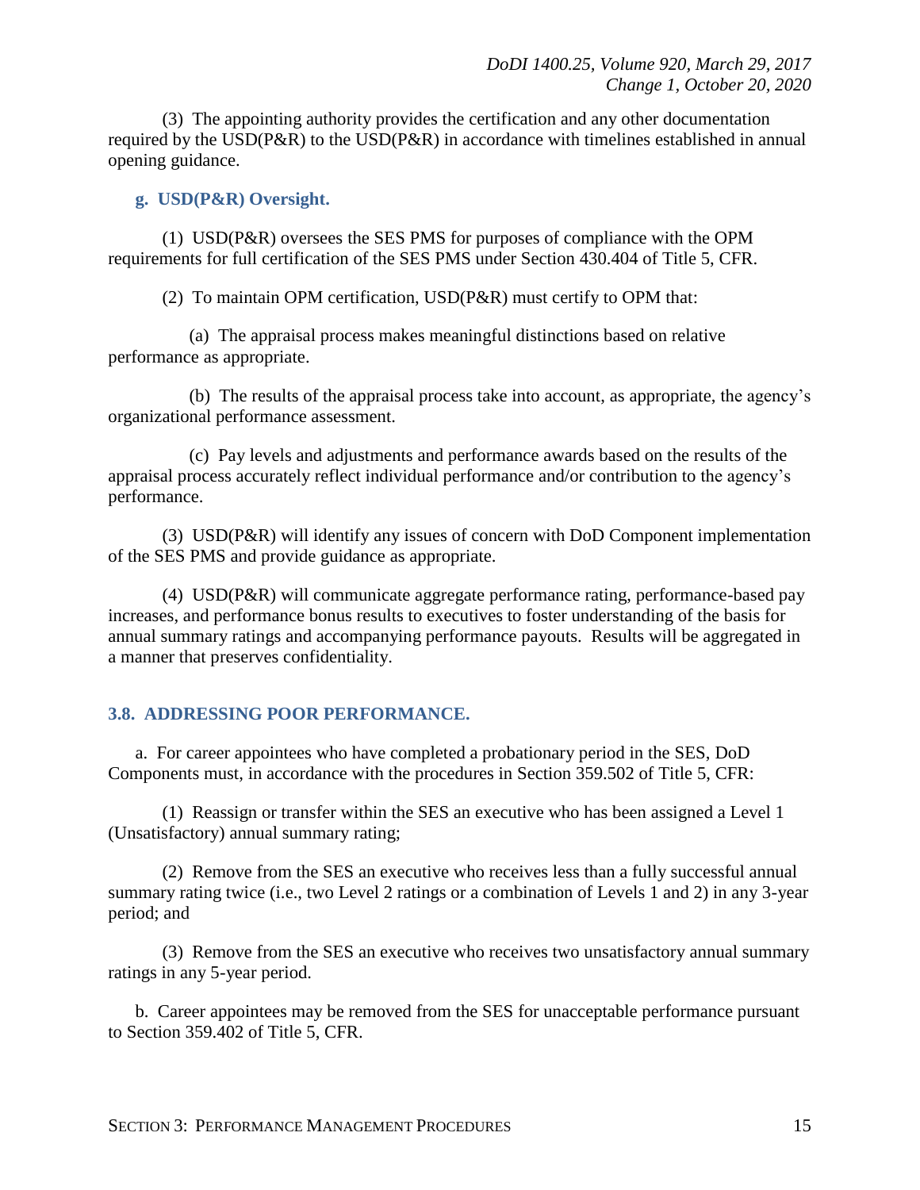(3) The appointing authority provides the certification and any other documentation required by the USD(P&R) to the USD(P&R) in accordance with timelines established in annual opening guidance.

### g. USD(P&R) Oversight.

(1) USD(P&R) oversees the SES PMS for purposes of compliance with the OPM requirements for full certification of the SES PMS under Section 430.404 of Title 5, CFR.

(2) To maintain OPM certification, USD(P&R) must certify to OPM that:

(a) The appraisal process makes meaningful distinctions based on relative performance as appropriate.

(b) The results of the appraisal process take into account, as appropriate, the agency's organizational performance assessment.

(c) Pay levels and adjustments and performance awards based on the results of the appraisal process accurately reflect individual performance and/or contribution to the agency's performance.

(3) USD(P&R) will identify any issues of concern with DoD Component implementation of the SES PMS and provide guidance as appropriate.

(4) USD(P&R) will communicate aggregate performance rating, performance-based pay increases, and performance bonus results to executives to foster understanding of the basis for annual summary ratings and accompanying performance payouts. Results will be aggregated in a manner that preserves confidentiality.

## 3.8. ADDRESSING POOR PERFORMANCE.

a. For career appointees who have completed a probationary period in the SES, DoD Components must, in accordance with the procedures in Section 359.502 of Title 5, CFR:

(1) Reassign or transfer within the SES an executive who has been assigned a Level 1 (Unsatisfactory) annual summary rating;

(2) Remove from the SES an executive who receives less than a fully successful annual summary rating twice (i.e., two Level 2 ratings or a combination of Levels 1 and 2) in any 3-year period; and

(3) Remove from the SES an executive who receives two unsatisfactory annual summary ratings in any 5-year period.

b. Career appointees may be removed from the SES for unacceptable performance pursuant to Section 359.402 of Title 5, CFR.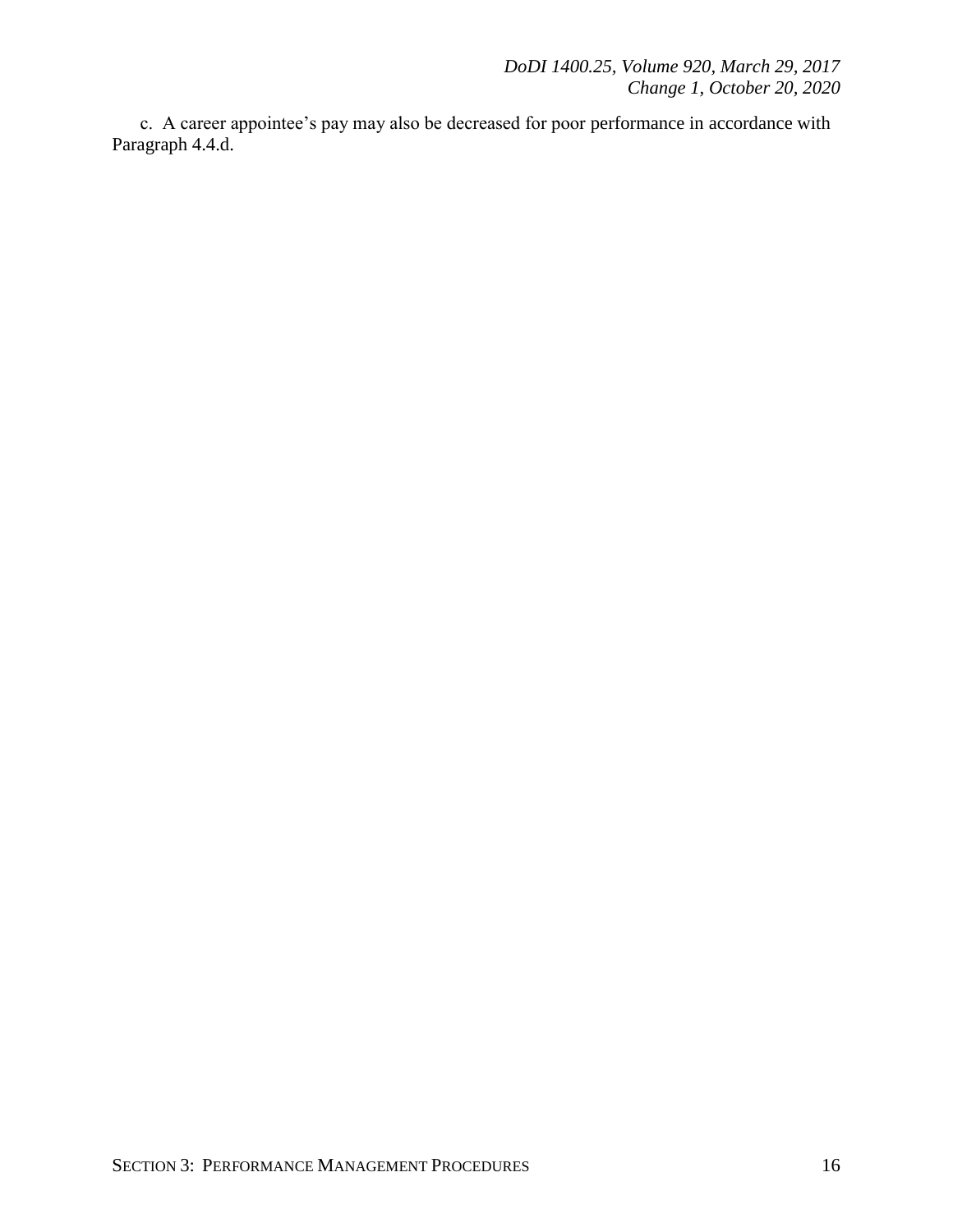c. A career appointee's pay may also be decreased for poor performance in accordance with Paragraph 4.4.d.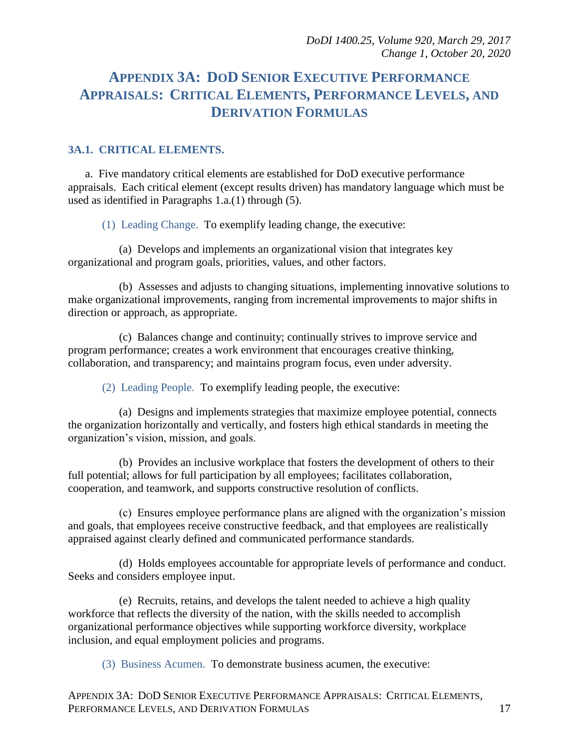# APPENDIX 3A: DOD SENIOR EXECUTIVE PERFORMANCE APPRAISALS: CRITICAL ELEMENTS, PERFORMANCE LEVELS, AND DERIVATION FORMULAS

## 3A.1. CRITICAL ELEMENTS.

a. Five mandatory critical elements are established for DoD executive performance appraisals. Each critical element (except results driven) has mandatory language which must be used as identified in Paragraphs 1.a.(1) through (5).

(1) Leading Change. To exemplify leading change, the executive:

(a) Develops and implements an organizational vision that integrates key organizational and program goals, priorities, values, and other factors.

(b) Assesses and adjusts to changing situations, implementing innovative solutions to make organizational improvements, ranging from incremental improvements to major shifts in direction or approach, as appropriate.

(c) Balances change and continuity; continually strives to improve service and program performance; creates a work environment that encourages creative thinking, collaboration, and transparency; and maintains program focus, even under adversity.

(2) Leading People. To exemplify leading people, the executive:

(a) Designs and implements strategies that maximize employee potential, connects the organization horizontally and vertically, and fosters high ethical standards in meeting the organization's vision, mission, and goals.

(b) Provides an inclusive workplace that fosters the development of others to their full potential; allows for full participation by all employees; facilitates collaboration, cooperation, and teamwork, and supports constructive resolution of conflicts.

(c) Ensures employee performance plans are aligned with the organization's mission and goals, that employees receive constructive feedback, and that employees are realistically appraised against clearly defined and communicated performance standards.

(d) Holds employees accountable for appropriate levels of performance and conduct. Seeks and considers employee input.

(e) Recruits, retains, and develops the talent needed to achieve a high quality workforce that reflects the diversity of the nation, with the skills needed to accomplish organizational performance objectives while supporting workforce diversity, workplace inclusion, and equal employment policies and programs.

(3) Business Acumen. To demonstrate business acumen, the executive: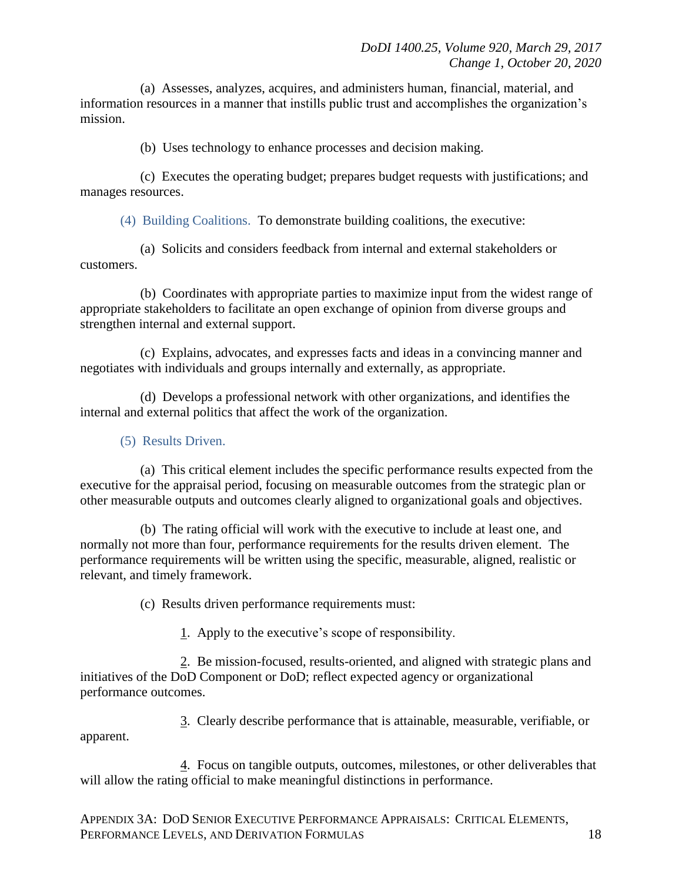(a) Assesses, analyzes, acquires, and administers human, financial, material, and information resources in a manner that instills public trust and accomplishes the organization's mission.

(b) Uses technology to enhance processes and decision making.

(c) Executes the operating budget; prepares budget requests with justifications; and manages resources.

(4) Building Coalitions. To demonstrate building coalitions, the executive:

(a) Solicits and considers feedback from internal and external stakeholders or customers.

(b) Coordinates with appropriate parties to maximize input from the widest range of appropriate stakeholders to facilitate an open exchange of opinion from diverse groups and strengthen internal and external support.

(c) Explains, advocates, and expresses facts and ideas in a convincing manner and negotiates with individuals and groups internally and externally, as appropriate.

(d) Develops a professional network with other organizations, and identifies the internal and external politics that affect the work of the organization.

(5) Results Driven.

(a) This critical element includes the specific performance results expected from the executive for the appraisal period, focusing on measurable outcomes from the strategic plan or other measurable outputs and outcomes clearly aligned to organizational goals and objectives.

(b) The rating official will work with the executive to include at least one, and normally not more than four, performance requirements for the results driven element. The performance requirements will be written using the specific, measurable, aligned, realistic or relevant, and timely framework.

(c) Results driven performance requirements must:

1. Apply to the executive's scope of responsibility.

2. Be mission-focused, results-oriented, and aligned with strategic plans and initiatives of the DoD Component or DoD; reflect expected agency or organizational performance outcomes.

3. Clearly describe performance that is attainable, measurable, verifiable, or apparent.

4. Focus on tangible outputs, outcomes, milestones, or other deliverables that will allow the rating official to make meaningful distinctions in performance.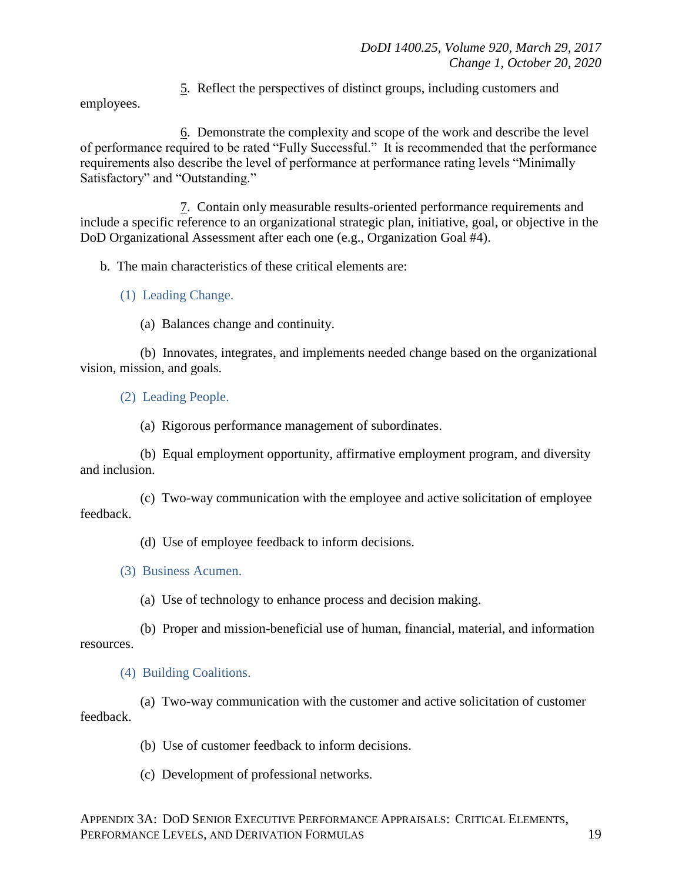<u>5</u>. Reflect the perspectives of distinct groups, including customers and employees.

<u>6</u>. Demonstrate the complexity and scope of the work and describe the level of performance required to be rated "Fully Successful." It is recommended that the performance requirements also describe the level of performance at performance rating levels "Minimally Satisfactory" and "Outstanding."

<u>7</u>. Contain only measurable results-oriented performance requirements and include a specific reference to an organizational strategic plan, initiative, goal, or objective in the DoD Organizational Assessment after each one (e.g., Organization Goal #4).

b. The main characteristics of these critical elements are:

(1) Leading Change.

(a) Balances change and continuity.

(b) Innovates, integrates, and implements needed change based on the organizational vision, mission, and goals.

(2) Leading People.

(a) Rigorous performance management of subordinates.

(b) Equal employment opportunity, affirmative employment program, and diversity and inclusion.

(c) Two-way communication with the employee and active solicitation of employee feedback.

(d) Use of employee feedback to inform decisions.

(3) Business Acumen.

(a) Use of technology to enhance process and decision making.

(b) Proper and mission-beneficial use of human, financial, material, and information resources.

(4) Building Coalitions.

(a) Two-way communication with the customer and active solicitation of customer feedback.

(b) Use of customer feedback to inform decisions.

(c) Development of professional networks.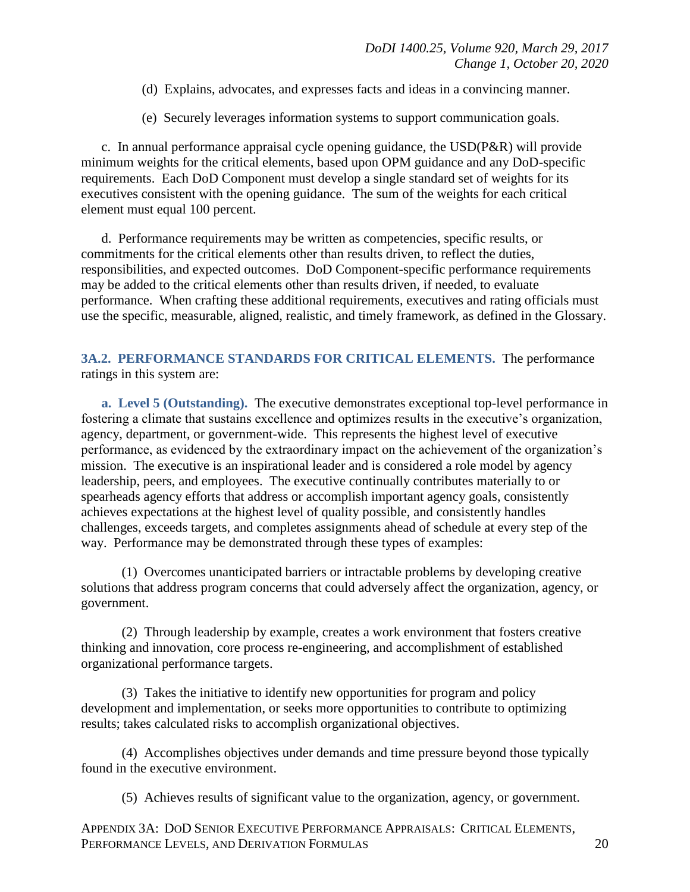(d) Explains, advocates, and expresses facts and ideas in a convincing manner.

(e) Securely leverages information systems to support communication goals.

c. In annual performance appraisal cycle opening guidance, the USD(P&R) will provide minimum weights for the critical elements, based upon OPM guidance and any DoD-specific requirements. Each DoD Component must develop a single standard set of weights for its executives consistent with the opening guidance. The sum of the weights for each critical element must equal 100 percent.

d. Performance requirements may be written as competencies, specific results, or commitments for the critical elements other than results driven, to reflect the duties, responsibilities, and expected outcomes. DoD Component-specific performance requirements may be added to the critical elements other than results driven, if needed, to evaluate performance. When crafting these additional requirements, executives and rating officials must use the specific, measurable, aligned, realistic, and timely framework, as defined in the Glossary.

## 3A.2. PERFORMANCE STANDARDS FOR CRITICAL ELEMENTS.

The performance ratings in this system are:

**a. Level 5 (Outstanding).** The executive demonstrates exceptional top-level performance in fostering a climate that sustains excellence and optimizes results in the executive's organization, agency, department, or government-wide. This represents the highest level of executive performance, as evidenced by the extraordinary impact on the achievement of the organization's mission. The executive is an inspirational leader and is considered a role model by agency leadership, peers, and employees. The executive continually contributes materially to or spearheads agency efforts that address or accomplish important agency goals, consistently achieves expectations at the highest level of quality possible, and consistently handles challenges, exceeds targets, and completes assignments ahead of schedule at every step of the way. Performance may be demonstrated through these types of examples:

(1) Overcomes unanticipated barriers or intractable problems by developing creative solutions that address program concerns that could adversely affect the organization, agency, or government.

(2) Through leadership by example, creates a work environment that fosters creative thinking and innovation, core process re-engineering, and accomplishment of established organizational performance targets.

(3) Takes the initiative to identify new opportunities for program and policy development and implementation, or seeks more opportunities to contribute to optimizing results; takes calculated risks to accomplish organizational objectives.

(4) Accomplishes objectives under demands and time pressure beyond those typically found in the executive environment.

(5) Achieves results of significant value to the organization, agency, or government.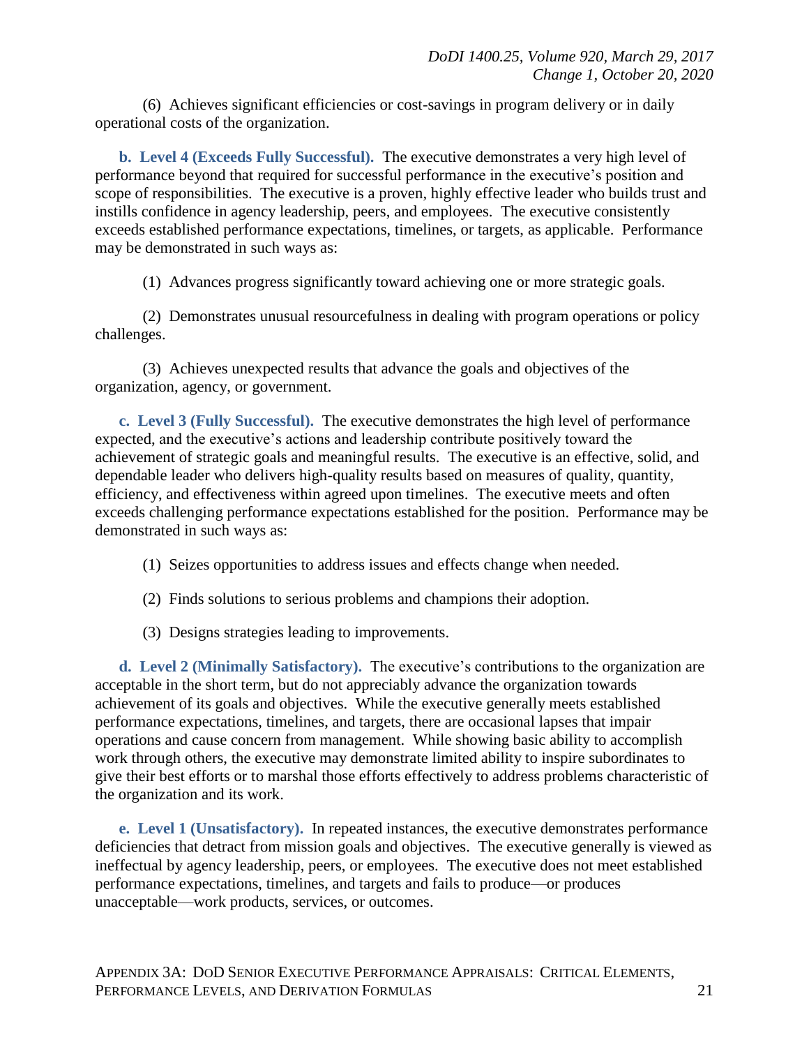(6) Achieves significant efficiencies or cost-savings in program delivery or in daily operational costs of the organization.

**b. Level 4 (Exceeds Fully Successful).** The executive demonstrates a very high level of performance beyond that required for successful performance in the executive's position and scope of responsibilities. The executive is a proven, highly effective leader who builds trust and instills confidence in agency leadership, peers, and employees. The executive consistently exceeds established performance expectations, timelines, or targets, as applicable. Performance may be demonstrated in such ways as:

(1) Advances progress significantly toward achieving one or more strategic goals.

(2) Demonstrates unusual resourcefulness in dealing with program operations or policy challenges.

(3) Achieves unexpected results that advance the goals and objectives of the organization, agency, or government.

**c. Level 3 (Fully Successful).** The executive demonstrates the high level of performance expected, and the executive's actions and leadership contribute positively toward the achievement of strategic goals and meaningful results. The executive is an effective, solid, and dependable leader who delivers high-quality results based on measures of quality, quantity, efficiency, and effectiveness within agreed upon timelines. The executive meets and often exceeds challenging performance expectations established for the position. Performance may be demonstrated in such ways as:

(1) Seizes opportunities to address issues and effects change when needed.

(2) Finds solutions to serious problems and champions their adoption.

(3) Designs strategies leading to improvements.

**d. Level 2 (Minimally Satisfactory).** The executive's contributions to the organization are acceptable in the short term, but do not appreciably advance the organization towards achievement of its goals and objectives. While the executive generally meets established performance expectations, timelines, and targets, there are occasional lapses that impair operations and cause concern from management. While showing basic ability to accomplish work through others, the executive may demonstrate limited ability to inspire subordinates to give their best efforts or to marshal those efforts effectively to address problems characteristic of the organization and its work.

**e. Level 1 (Unsatisfactory).** In repeated instances, the executive demonstrates performance deficiencies that detract from mission goals and objectives. The executive generally is viewed as ineffectual by agency leadership, peers, or employees. The executive does not meet established performance expectations, timelines, and targets and fails to produce—or produces unacceptable—work products, services, or outcomes.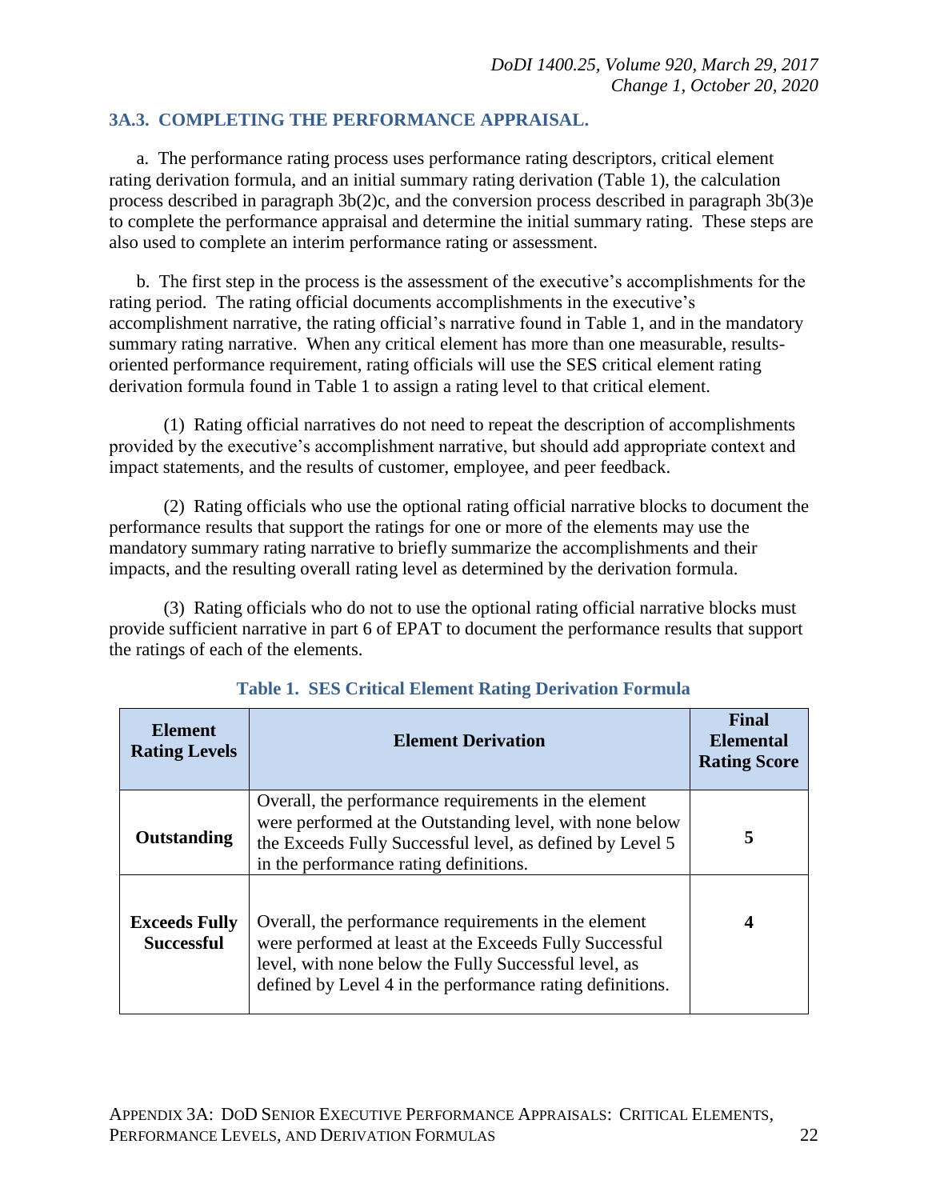### 3A.3. COMPLETING THE PERFORMANCE APPRAISAL.

a. The performance rating process uses performance rating descriptors, critical element rating derivation formula, and an initial summary rating derivation (Table 1), the calculation process described in paragraph 3b(2)c, and the conversion process described in paragraph 3b(3)e to complete the performance appraisal and determine the initial summary rating. These steps are also used to complete an interim performance rating or assessment.

b. The first step in the process is the assessment of the executive's accomplishments for the rating period. The rating official documents accomplishments in the executive's accomplishment narrative, the rating official's narrative found in Table 1, and in the mandatory summary rating narrative. When any critical element has more than one measurable, results-oriented performance requirement, rating officials will use the SES critical element rating derivation formula found in Table 1 to assign a rating level to that critical element.

(1) Rating official narratives do not need to repeat the description of accomplishments provided by the executive's accomplishment narrative, but should add appropriate context and impact statements, and the results of customer, employee, and peer feedback.

(2) Rating officials who use the optional rating official narrative blocks to document the performance results that support the ratings for one or more of the elements may use the mandatory summary rating narrative to briefly summarize the accomplishments and their impacts, and the resulting overall rating level as determined by the derivation formula.

(3) Rating officials who do not to use the optional rating official narrative blocks must provide sufficient narrative in part 6 of EPAT to document the performance results that support the ratings of each of the elements.

**Table 1. SES Critical Element Rating Derivation Formula**

| Element Rating Levels | Element Derivation | Final Elemental Rating Score |
|---|---|---|
| **Outstanding** | Overall, the performance requirements in the element were performed at the Outstanding level, with none below the Exceeds Fully Successful level, as defined by Level 5 in the performance rating definitions. | **5** |
| **Exceeds Fully Successful** | Overall, the performance requirements in the element were performed at least at the Exceeds Fully Successful level, with none below the Fully Successful level, as defined by Level 4 in the performance rating definitions. | **4** |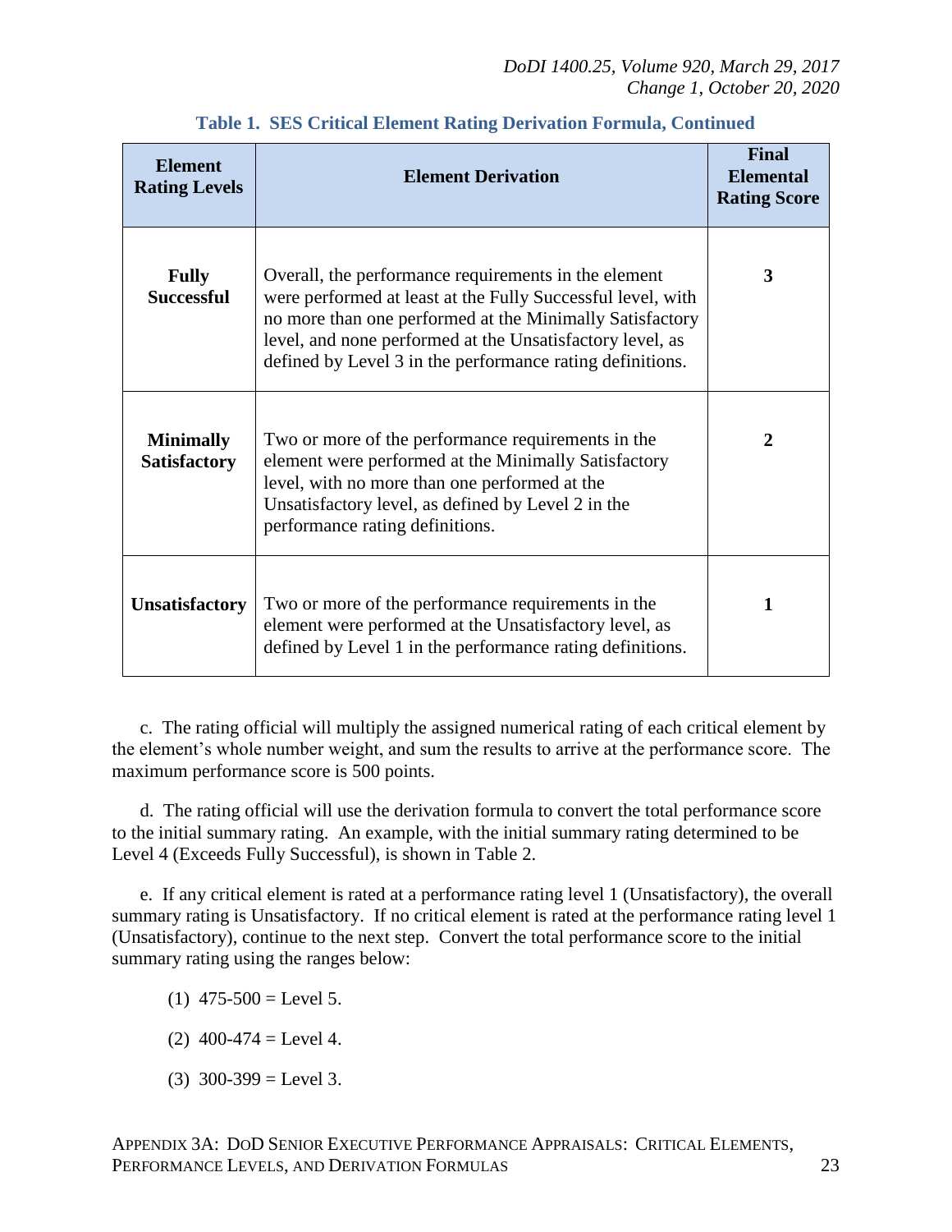**Table 1. SES Critical Element Rating Derivation Formula, Continued**

| Element Rating Levels | Element Derivation | Final Elemental Rating Score |
|---|---|---|
| **Fully Successful** | Overall, the performance requirements in the element were performed at least at the Fully Successful level, with no more than one performed at the Minimally Satisfactory level, and none performed at the Unsatisfactory level, as defined by Level 3 in the performance rating definitions. | **3** |
| **Minimally Satisfactory** | Two or more of the performance requirements in the element were performed at the Minimally Satisfactory level, with no more than one performed at the Unsatisfactory level, as defined by Level 2 in the performance rating definitions. | **2** |
| **Unsatisfactory** | Two or more of the performance requirements in the element were performed at the Unsatisfactory level, as defined by Level 1 in the performance rating definitions. | **1** |

c. The rating official will multiply the assigned numerical rating of each critical element by the element's whole number weight, and sum the results to arrive at the performance score. The maximum performance score is 500 points.

d. The rating official will use the derivation formula to convert the total performance score to the initial summary rating. An example, with the initial summary rating determined to be Level 4 (Exceeds Fully Successful), is shown in Table 2.

e. If any critical element is rated at a performance rating level 1 (Unsatisfactory), the overall summary rating is Unsatisfactory. If no critical element is rated at the performance rating level 1 (Unsatisfactory), continue to the next step. Convert the total performance score to the initial summary rating using the ranges below:

(1) 475-500 = Level 5.

(2) 400-474 = Level 4.

(3) 300-399 = Level 3.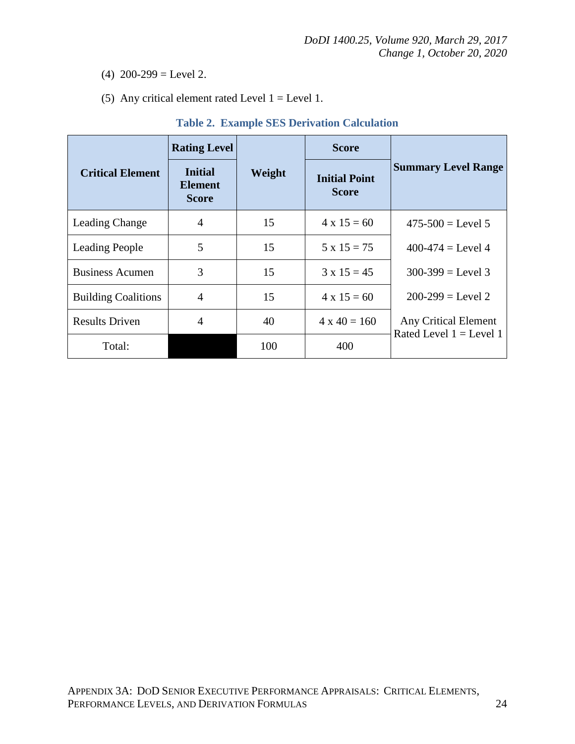(4) 200-299 = Level 2.

(5) Any critical element rated Level 1 = Level 1.

**Table 2. Example SES Derivation Calculation**

| **Critical Element** | **Rating Level** | **Weight** | **Score** | **Summary Level Range** |
|---|---|---|---|---|
| | **Initial Element Score** | | **Initial Point Score** | |
| Leading Change | 4 | 15 | 4 x 15 = 60 | 475-500 = Level 5 |
| Leading People | 5 | 15 | 5 x 15 = 75 | 400-474 = Level 4 |
| Business Acumen | 3 | 15 | 3 x 15 = 45 | 300-399 = Level 3 |
| Building Coalitions | 4 | 15 | 4 x 15 = 60 | 200-299 = Level 2 |
| Results Driven | 4 | 40 | 4 x 40 = 160 | Any Critical Element Rated Level 1 = Level 1 |
| Total: | | 100 | 400 | |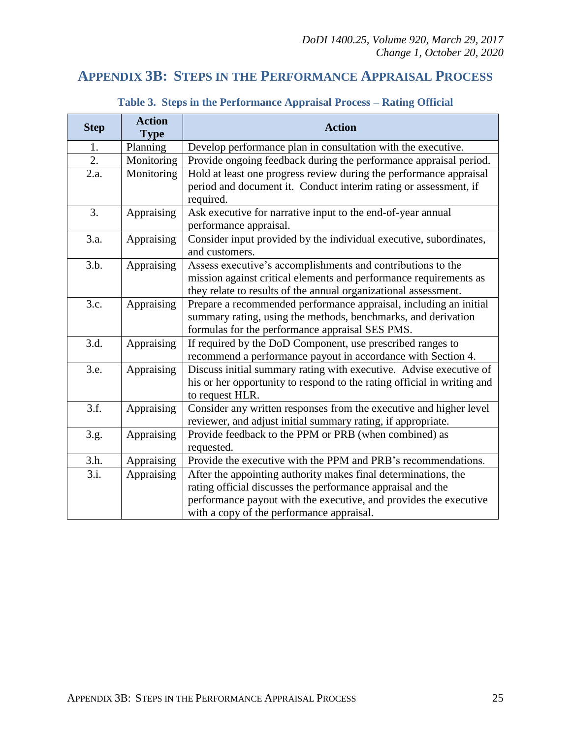## APPENDIX 3B: STEPS IN THE PERFORMANCE APPRAISAL PROCESS

**Table 3. Steps in the Performance Appraisal Process – Rating Official**

| Step | Action Type | Action |
|---|---|---|
| 1. | Planning | Develop performance plan in consultation with the executive. |
| 2. | Monitoring | Provide ongoing feedback during the performance appraisal period. |
| 2.a. | Monitoring | Hold at least one progress review during the performance appraisal period and document it. Conduct interim rating or assessment, if required. |
| 3. | Appraising | Ask executive for narrative input to the end-of-year annual performance appraisal. |
| 3.a. | Appraising | Consider input provided by the individual executive, subordinates, and customers. |
| 3.b. | Appraising | Assess executive's accomplishments and contributions to the mission against critical elements and performance requirements as they relate to results of the annual organizational assessment. |
| 3.c. | Appraising | Prepare a recommended performance appraisal, including an initial summary rating, using the methods, benchmarks, and derivation formulas for the performance appraisal SES PMS. |
| 3.d. | Appraising | If required by the DoD Component, use prescribed ranges to recommend a performance payout in accordance with Section 4. |
| 3.e. | Appraising | Discuss initial summary rating with executive. Advise executive of his or her opportunity to respond to the rating official in writing and to request HLR. |
| 3.f. | Appraising | Consider any written responses from the executive and higher level reviewer, and adjust initial summary rating, if appropriate. |
| 3.g. | Appraising | Provide feedback to the PPM or PRB (when combined) as requested. |
| 3.h. | Appraising | Provide the executive with the PPM and PRB's recommendations. |
| 3.i. | Appraising | After the appointing authority makes final determinations, the rating official discusses the performance appraisal and the performance payout with the executive, and provides the executive with a copy of the performance appraisal. |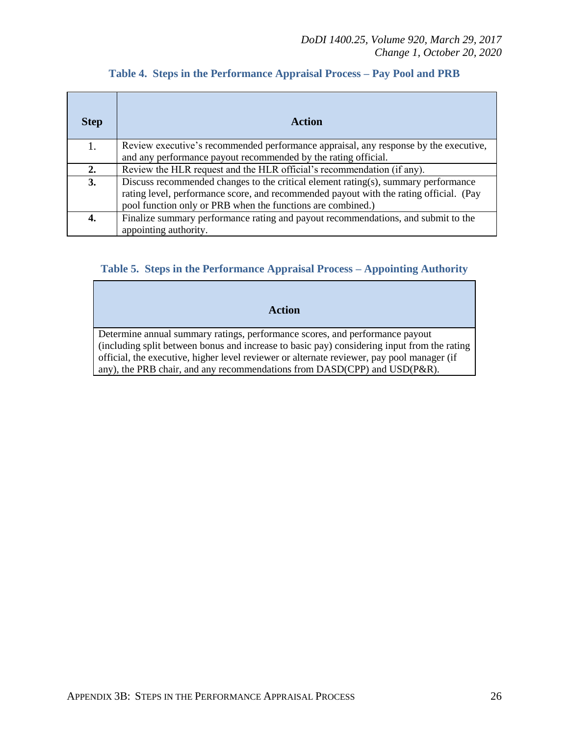**Table 4. Steps in the Performance Appraisal Process – Pay Pool and PRB**

| Step | Action |
|---|---|
| 1. | Review executive's recommended performance appraisal, any response by the executive, and any performance payout recommended by the rating official. |
| **2.** | Review the HLR request and the HLR official's recommendation (if any). |
| **3.** | Discuss recommended changes to the critical element rating(s), summary performance rating level, performance score, and recommended payout with the rating official. (Pay pool function only or PRB when the functions are combined.) |
| **4.** | Finalize summary performance rating and payout recommendations, and submit to the appointing authority. |

**Table 5. Steps in the Performance Appraisal Process – Appointing Authority**

| Action |
|---|
| Determine annual summary ratings, performance scores, and performance payout (including split between bonus and increase to basic pay) considering input from the rating official, the executive, higher level reviewer or alternate reviewer, pay pool manager (if any), the PRB chair, and any recommendations from DASD(CPP) and USD(P&R). |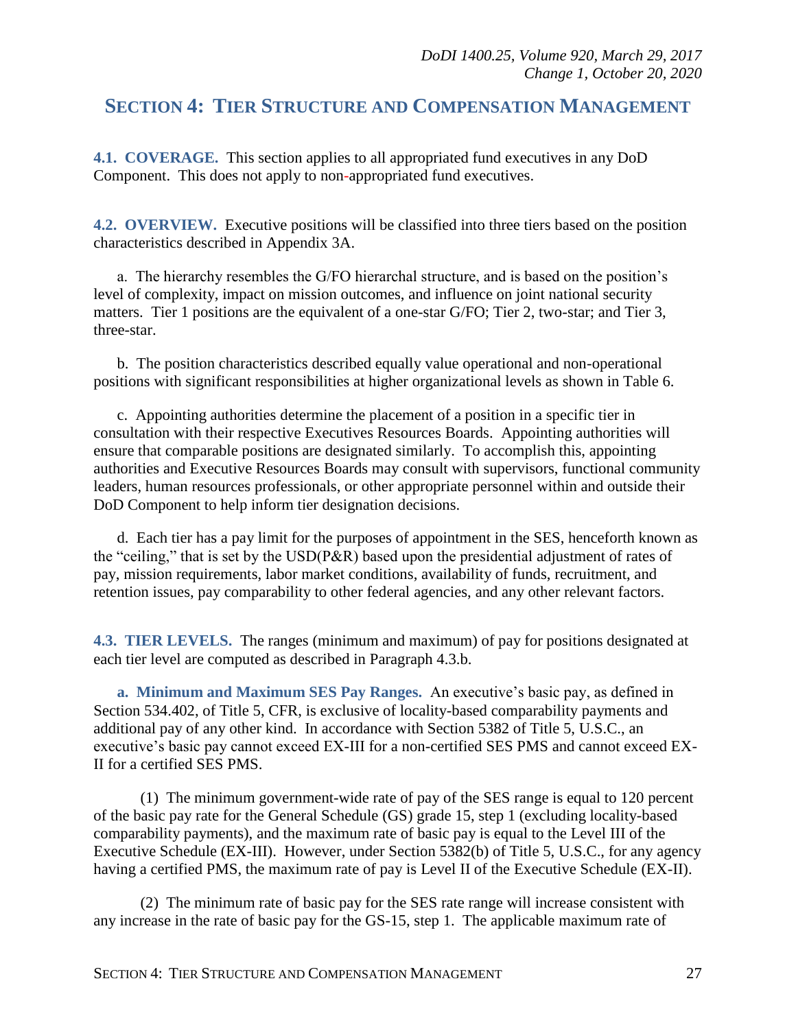## SECTION 4: TIER STRUCTURE AND COMPENSATION MANAGEMENT

**4.1. COVERAGE.** This section applies to all appropriated fund executives in any DoD Component. This does not apply to non-appropriated fund executives.

**4.2. OVERVIEW.** Executive positions will be classified into three tiers based on the position characteristics described in Appendix 3A.

a. The hierarchy resembles the G/FO hierarchal structure, and is based on the position's level of complexity, impact on mission outcomes, and influence on joint national security matters. Tier 1 positions are the equivalent of a one-star G/FO; Tier 2, two-star; and Tier 3, three-star.

b. The position characteristics described equally value operational and non-operational positions with significant responsibilities at higher organizational levels as shown in Table 6.

c. Appointing authorities determine the placement of a position in a specific tier in consultation with their respective Executives Resources Boards. Appointing authorities will ensure that comparable positions are designated similarly. To accomplish this, appointing authorities and Executive Resources Boards may consult with supervisors, functional community leaders, human resources professionals, or other appropriate personnel within and outside their DoD Component to help inform tier designation decisions.

d. Each tier has a pay limit for the purposes of appointment in the SES, henceforth known as the "ceiling," that is set by the USD(P&R) based upon the presidential adjustment of rates of pay, mission requirements, labor market conditions, availability of funds, recruitment, and retention issues, pay comparability to other federal agencies, and any other relevant factors.

**4.3. TIER LEVELS.** The ranges (minimum and maximum) of pay for positions designated at each tier level are computed as described in Paragraph 4.3.b.

**a. Minimum and Maximum SES Pay Ranges.** An executive's basic pay, as defined in Section 534.402, of Title 5, CFR, is exclusive of locality-based comparability payments and additional pay of any other kind. In accordance with Section 5382 of Title 5, U.S.C., an executive's basic pay cannot exceed EX-III for a non-certified SES PMS and cannot exceed EX-II for a certified SES PMS.

(1) The minimum government-wide rate of pay of the SES range is equal to 120 percent of the basic pay rate for the General Schedule (GS) grade 15, step 1 (excluding locality-based comparability payments), and the maximum rate of basic pay is equal to the Level III of the Executive Schedule (EX-III). However, under Section 5382(b) of Title 5, U.S.C., for any agency having a certified PMS, the maximum rate of pay is Level II of the Executive Schedule (EX-II).

(2) The minimum rate of basic pay for the SES rate range will increase consistent with any increase in the rate of basic pay for the GS-15, step 1. The applicable maximum rate of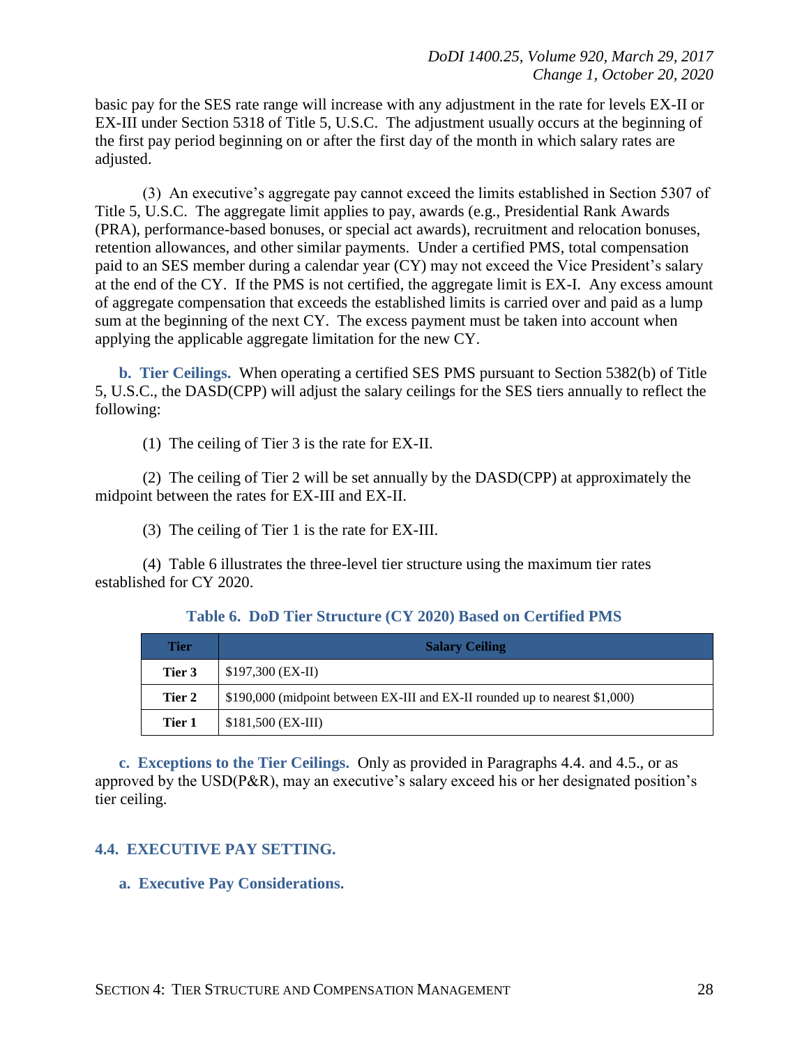basic pay for the SES rate range will increase with any adjustment in the rate for levels EX-II or EX-III under Section 5318 of Title 5, U.S.C. The adjustment usually occurs at the beginning of the first pay period beginning on or after the first day of the month in which salary rates are adjusted.

(3) An executive's aggregate pay cannot exceed the limits established in Section 5307 of Title 5, U.S.C. The aggregate limit applies to pay, awards (e.g., Presidential Rank Awards (PRA), performance-based bonuses, or special act awards), recruitment and relocation bonuses, retention allowances, and other similar payments. Under a certified PMS, total compensation paid to an SES member during a calendar year (CY) may not exceed the Vice President's salary at the end of the CY. If the PMS is not certified, the aggregate limit is EX-I. Any excess amount of aggregate compensation that exceeds the established limits is carried over and paid as a lump sum at the beginning of the next CY. The excess payment must be taken into account when applying the applicable aggregate limitation for the new CY.

**b. Tier Ceilings.** When operating a certified SES PMS pursuant to Section 5382(b) of Title 5, U.S.C., the DASD(CPP) will adjust the salary ceilings for the SES tiers annually to reflect the following:

(1) The ceiling of Tier 3 is the rate for EX-II.

(2) The ceiling of Tier 2 will be set annually by the DASD(CPP) at approximately the midpoint between the rates for EX-III and EX-II.

(3) The ceiling of Tier 1 is the rate for EX-III.

(4) Table 6 illustrates the three-level tier structure using the maximum tier rates established for CY 2020.

**Table 6. DoD Tier Structure (CY 2020) Based on Certified PMS**

| Tier | Salary Ceiling |
|---|---|
| **Tier 3** | $197,300 (EX-II) |
| **Tier 2** | $190,000 (midpoint between EX-III and EX-II rounded up to nearest $1,000) |
| **Tier 1** | $181,500 (EX-III) |

**c. Exceptions to the Tier Ceilings.** Only as provided in Paragraphs 4.4. and 4.5., or as approved by the USD(P&R), may an executive's salary exceed his or her designated position's tier ceiling.

## 4.4. EXECUTIVE PAY SETTING.

**a. Executive Pay Considerations.**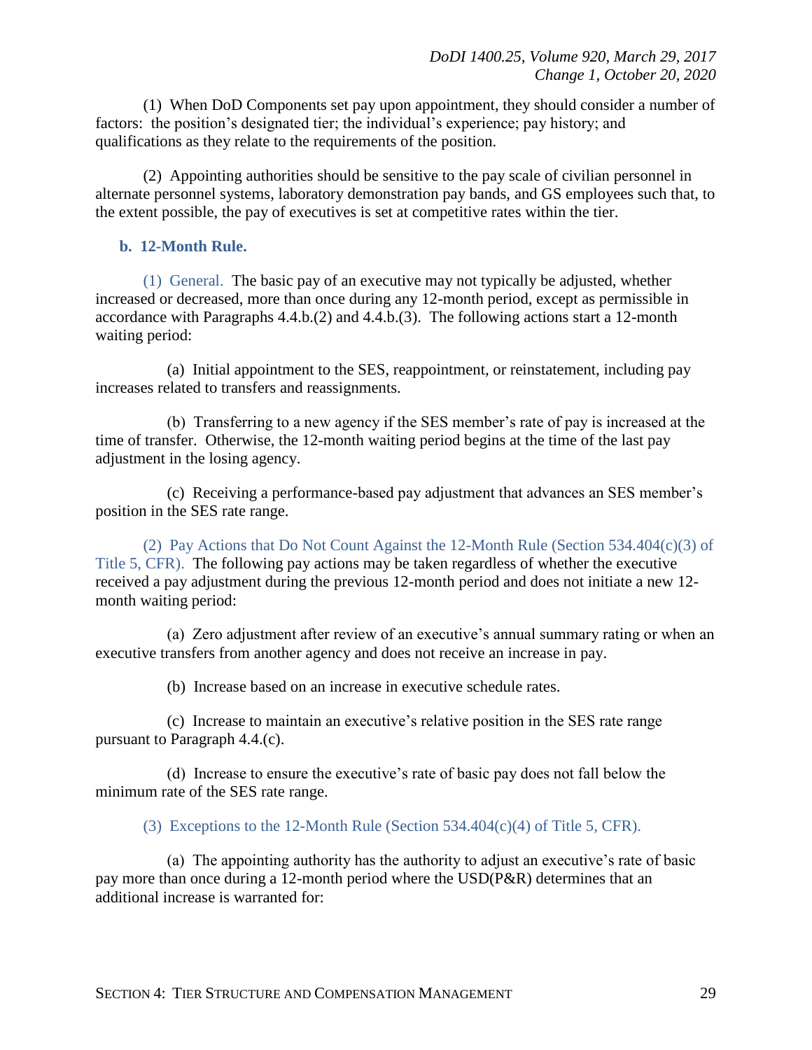(1) When DoD Components set pay upon appointment, they should consider a number of factors: the position's designated tier; the individual's experience; pay history; and qualifications as they relate to the requirements of the position.

(2) Appointing authorities should be sensitive to the pay scale of civilian personnel in alternate personnel systems, laboratory demonstration pay bands, and GS employees such that, to the extent possible, the pay of executives is set at competitive rates within the tier.

**b. 12-Month Rule.**

(1) General. The basic pay of an executive may not typically be adjusted, whether increased or decreased, more than once during any 12-month period, except as permissible in accordance with Paragraphs 4.4.b.(2) and 4.4.b.(3). The following actions start a 12-month waiting period:

(a) Initial appointment to the SES, reappointment, or reinstatement, including pay increases related to transfers and reassignments.

(b) Transferring to a new agency if the SES member's rate of pay is increased at the time of transfer. Otherwise, the 12-month waiting period begins at the time of the last pay adjustment in the losing agency.

(c) Receiving a performance-based pay adjustment that advances an SES member's position in the SES rate range.

(2) Pay Actions that Do Not Count Against the 12-Month Rule (Section 534.404(c)(3) of Title 5, CFR). The following pay actions may be taken regardless of whether the executive received a pay adjustment during the previous 12-month period and does not initiate a new 12-month waiting period:

(a) Zero adjustment after review of an executive's annual summary rating or when an executive transfers from another agency and does not receive an increase in pay.

(b) Increase based on an increase in executive schedule rates.

(c) Increase to maintain an executive's relative position in the SES rate range pursuant to Paragraph 4.4.(c).

(d) Increase to ensure the executive's rate of basic pay does not fall below the minimum rate of the SES rate range.

(3) Exceptions to the 12-Month Rule (Section 534.404(c)(4) of Title 5, CFR).

(a) The appointing authority has the authority to adjust an executive's rate of basic pay more than once during a 12-month period where the USD(P&R) determines that an additional increase is warranted for: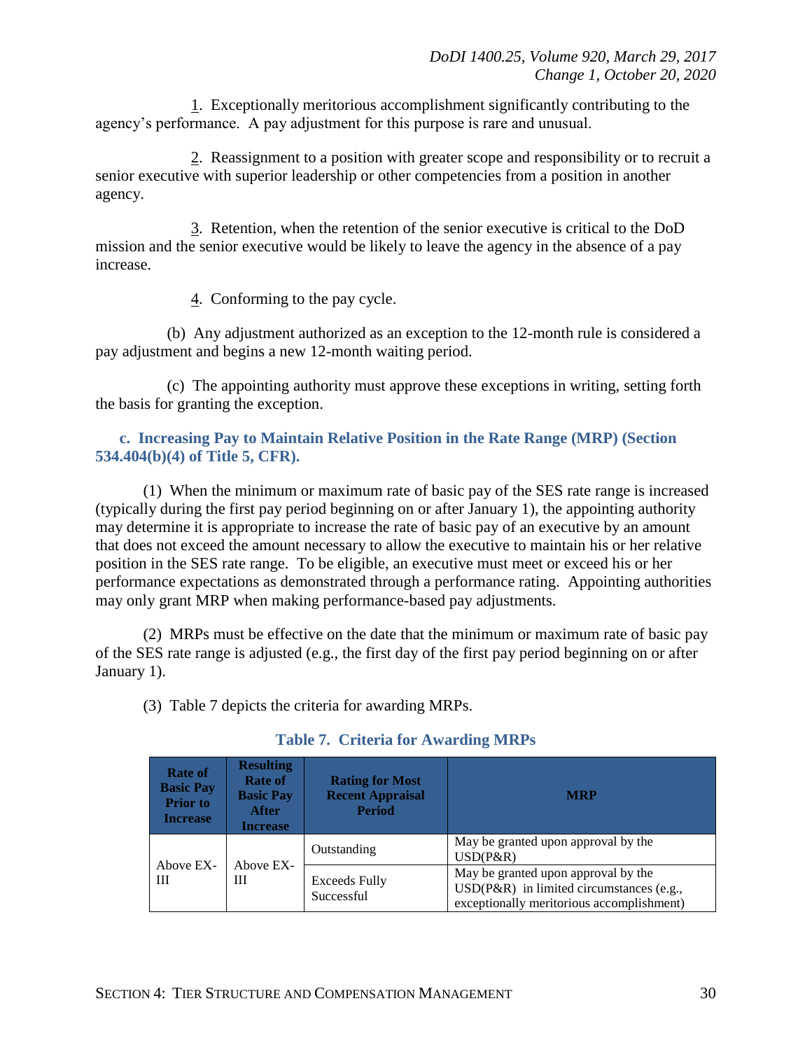1. Exceptionally meritorious accomplishment significantly contributing to the agency's performance. A pay adjustment for this purpose is rare and unusual.

2. Reassignment to a position with greater scope and responsibility or to recruit a senior executive with superior leadership or other competencies from a position in another agency.

3. Retention, when the retention of the senior executive is critical to the DoD mission and the senior executive would be likely to leave the agency in the absence of a pay increase.

4. Conforming to the pay cycle.

(b) Any adjustment authorized as an exception to the 12-month rule is considered a pay adjustment and begins a new 12-month waiting period.

(c) The appointing authority must approve these exceptions in writing, setting forth the basis for granting the exception.

**c. Increasing Pay to Maintain Relative Position in the Rate Range (MRP) (Section 534.404(b)(4) of Title 5, CFR).**

(1) When the minimum or maximum rate of basic pay of the SES rate range is increased (typically during the first pay period beginning on or after January 1), the appointing authority may determine it is appropriate to increase the rate of basic pay of an executive by an amount that does not exceed the amount necessary to allow the executive to maintain his or her relative position in the SES rate range. To be eligible, an executive must meet or exceed his or her performance expectations as demonstrated through a performance rating. Appointing authorities may only grant MRP when making performance-based pay adjustments.

(2) MRPs must be effective on the date that the minimum or maximum rate of basic pay of the SES rate range is adjusted (e.g., the first day of the first pay period beginning on or after January 1).

(3) Table 7 depicts the criteria for awarding MRPs.

**Table 7. Criteria for Awarding MRPs**

| Rate of Basic Pay Prior to Increase | Resulting Rate of Basic Pay After Increase | Rating for Most Recent Appraisal Period | MRP |
|---|---|---|---|
| Above EX-III | Above EX-III | Outstanding | May be granted upon approval by the USD(P&R) |
| | | Exceeds Fully Successful | May be granted upon approval by the USD(P&R) in limited circumstances (e.g., exceptionally meritorious accomplishment) |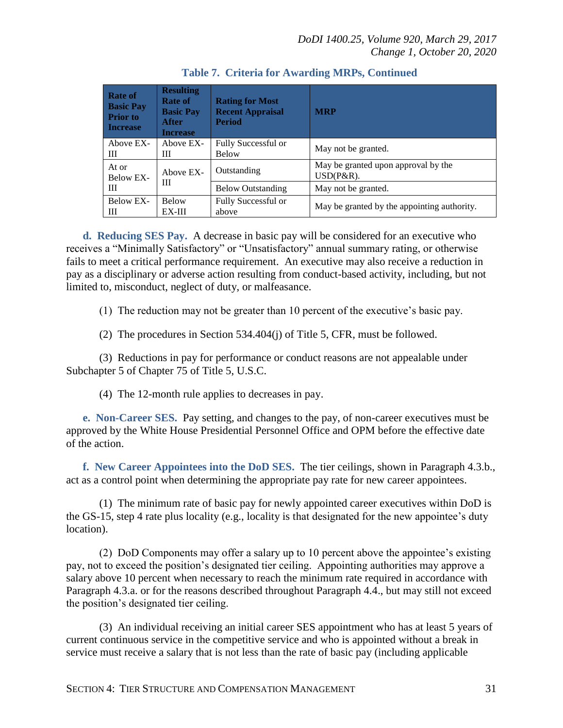**Table 7. Criteria for Awarding MRPs, Continued**

| Rate of Basic Pay Prior to Increase | Resulting Rate of Basic Pay After Increase | Rating for Most Recent Appraisal Period | MRP |
|---|---|---|---|
| Above EX-III | Above EX-III | Fully Successful or Below | May not be granted. |
| At or Below EX-III | Above EX-III | Outstanding | May be granted upon approval by the USD(P&R). |
| | | Below Outstanding | May not be granted. |
| Below EX-III | Below EX-III | Fully Successful or above | May be granted by the appointing authority. |

**d. Reducing SES Pay.** A decrease in basic pay will be considered for an executive who receives a "Minimally Satisfactory" or "Unsatisfactory" annual summary rating, or otherwise fails to meet a critical performance requirement. An executive may also receive a reduction in pay as a disciplinary or adverse action resulting from conduct-based activity, including, but not limited to, misconduct, neglect of duty, or malfeasance.

(1) The reduction may not be greater than 10 percent of the executive's basic pay.

(2) The procedures in Section 534.404(j) of Title 5, CFR, must be followed.

(3) Reductions in pay for performance or conduct reasons are not appealable under Subchapter 5 of Chapter 75 of Title 5, U.S.C.

(4) The 12-month rule applies to decreases in pay.

**e. Non-Career SES.** Pay setting, and changes to the pay, of non-career executives must be approved by the White House Presidential Personnel Office and OPM before the effective date of the action.

**f. New Career Appointees into the DoD SES.** The tier ceilings, shown in Paragraph 4.3.b., act as a control point when determining the appropriate pay rate for new career appointees.

(1) The minimum rate of basic pay for newly appointed career executives within DoD is the GS-15, step 4 rate plus locality (e.g., locality is that designated for the new appointee's duty location).

(2) DoD Components may offer a salary up to 10 percent above the appointee's existing pay, not to exceed the position's designated tier ceiling. Appointing authorities may approve a salary above 10 percent when necessary to reach the minimum rate required in accordance with Paragraph 4.3.a. or for the reasons described throughout Paragraph 4.4., but may still not exceed the position's designated tier ceiling.

(3) An individual receiving an initial career SES appointment who has at least 5 years of current continuous service in the competitive service and who is appointed without a break in service must receive a salary that is not less than the rate of basic pay (including applicable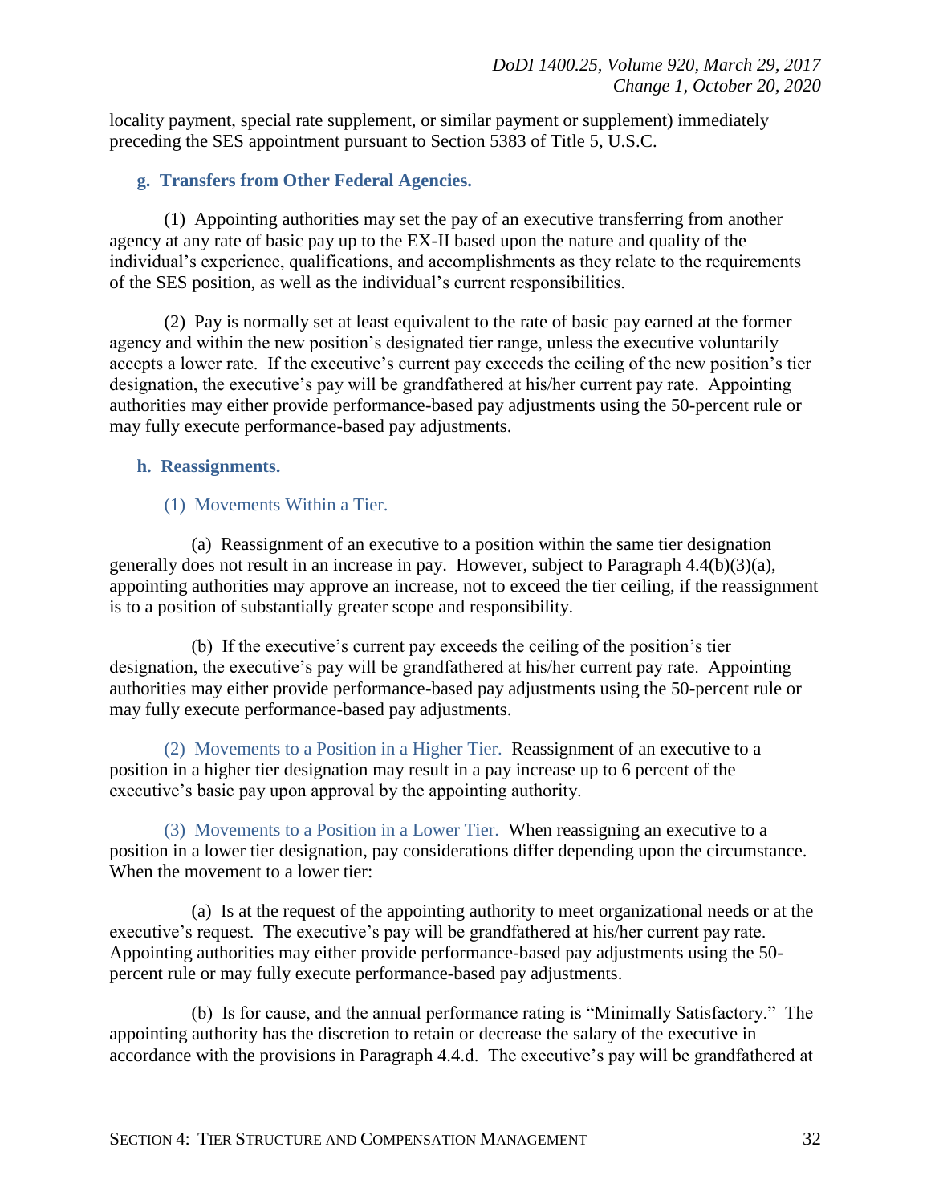locality payment, special rate supplement, or similar payment or supplement) immediately preceding the SES appointment pursuant to Section 5383 of Title 5, U.S.C.

**g. Transfers from Other Federal Agencies.**

(1) Appointing authorities may set the pay of an executive transferring from another agency at any rate of basic pay up to the EX-II based upon the nature and quality of the individual's experience, qualifications, and accomplishments as they relate to the requirements of the SES position, as well as the individual's current responsibilities.

(2) Pay is normally set at least equivalent to the rate of basic pay earned at the former agency and within the new position's designated tier range, unless the executive voluntarily accepts a lower rate. If the executive's current pay exceeds the ceiling of the new position's tier designation, the executive's pay will be grandfathered at his/her current pay rate. Appointing authorities may either provide performance-based pay adjustments using the 50-percent rule or may fully execute performance-based pay adjustments.

**h. Reassignments.**

(1) Movements Within a Tier.

(a) Reassignment of an executive to a position within the same tier designation generally does not result in an increase in pay. However, subject to Paragraph 4.4(b)(3)(a), appointing authorities may approve an increase, not to exceed the tier ceiling, if the reassignment is to a position of substantially greater scope and responsibility.

(b) If the executive's current pay exceeds the ceiling of the position's tier designation, the executive's pay will be grandfathered at his/her current pay rate. Appointing authorities may either provide performance-based pay adjustments using the 50-percent rule or may fully execute performance-based pay adjustments.

(2) Movements to a Position in a Higher Tier. Reassignment of an executive to a position in a higher tier designation may result in a pay increase up to 6 percent of the executive's basic pay upon approval by the appointing authority.

(3) Movements to a Position in a Lower Tier. When reassigning an executive to a position in a lower tier designation, pay considerations differ depending upon the circumstance. When the movement to a lower tier:

(a) Is at the request of the appointing authority to meet organizational needs or at the executive's request. The executive's pay will be grandfathered at his/her current pay rate. Appointing authorities may either provide performance-based pay adjustments using the 50-percent rule or may fully execute performance-based pay adjustments.

(b) Is for cause, and the annual performance rating is "Minimally Satisfactory." The appointing authority has the discretion to retain or decrease the salary of the executive in accordance with the provisions in Paragraph 4.4.d. The executive's pay will be grandfathered at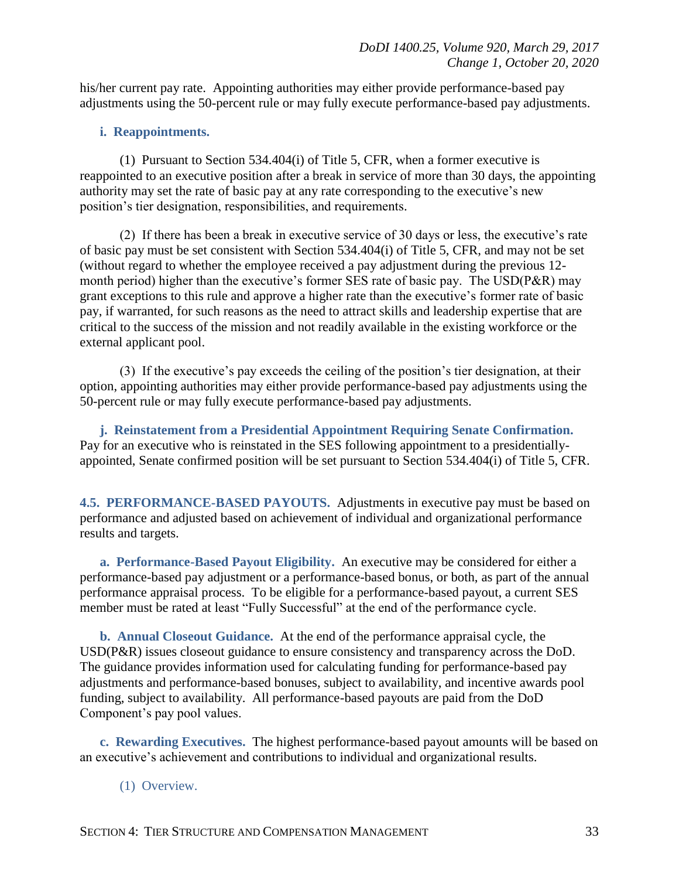his/her current pay rate. Appointing authorities may either provide performance-based pay adjustments using the 50-percent rule or may fully execute performance-based pay adjustments.

**i. Reappointments.**

(1) Pursuant to Section 534.404(i) of Title 5, CFR, when a former executive is reappointed to an executive position after a break in service of more than 30 days, the appointing authority may set the rate of basic pay at any rate corresponding to the executive's new position's tier designation, responsibilities, and requirements.

(2) If there has been a break in executive service of 30 days or less, the executive's rate of basic pay must be set consistent with Section 534.404(i) of Title 5, CFR, and may not be set (without regard to whether the employee received a pay adjustment during the previous 12-month period) higher than the executive's former SES rate of basic pay. The USD(P&R) may grant exceptions to this rule and approve a higher rate than the executive's former rate of basic pay, if warranted, for such reasons as the need to attract skills and leadership expertise that are critical to the success of the mission and not readily available in the existing workforce or the external applicant pool.

(3) If the executive's pay exceeds the ceiling of the position's tier designation, at their option, appointing authorities may either provide performance-based pay adjustments using the 50-percent rule or may fully execute performance-based pay adjustments.

**j. Reinstatement from a Presidential Appointment Requiring Senate Confirmation.** Pay for an executive who is reinstated in the SES following appointment to a presidentially-appointed, Senate confirmed position will be set pursuant to Section 534.404(i) of Title 5, CFR.

## 4.5. PERFORMANCE-BASED PAYOUTS.

Adjustments in executive pay must be based on performance and adjusted based on achievement of individual and organizational performance results and targets.

**a. Performance-Based Payout Eligibility.** An executive may be considered for either a performance-based pay adjustment or a performance-based bonus, or both, as part of the annual performance appraisal process. To be eligible for a performance-based payout, a current SES member must be rated at least "Fully Successful" at the end of the performance cycle.

**b. Annual Closeout Guidance.** At the end of the performance appraisal cycle, the USD(P&R) issues closeout guidance to ensure consistency and transparency across the DoD. The guidance provides information used for calculating funding for performance-based pay adjustments and performance-based bonuses, subject to availability, and incentive awards pool funding, subject to availability. All performance-based payouts are paid from the DoD Component's pay pool values.

**c. Rewarding Executives.** The highest performance-based payout amounts will be based on an executive's achievement and contributions to individual and organizational results.

(1) Overview.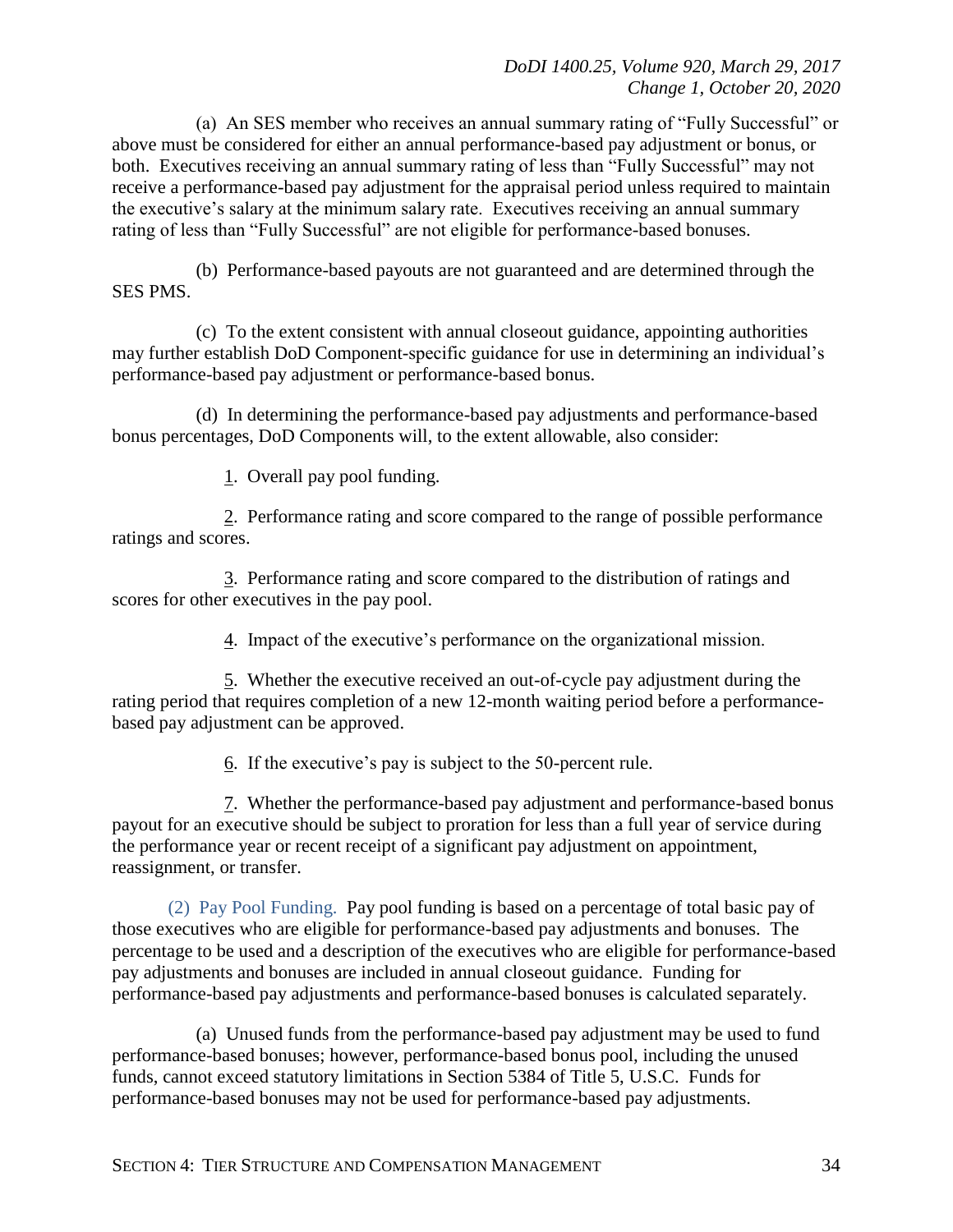(a) An SES member who receives an annual summary rating of "Fully Successful" or above must be considered for either an annual performance-based pay adjustment or bonus, or both. Executives receiving an annual summary rating of less than "Fully Successful" may not receive a performance-based pay adjustment for the appraisal period unless required to maintain the executive's salary at the minimum salary rate. Executives receiving an annual summary rating of less than "Fully Successful" are not eligible for performance-based bonuses.

(b) Performance-based payouts are not guaranteed and are determined through the SES PMS.

(c) To the extent consistent with annual closeout guidance, appointing authorities may further establish DoD Component-specific guidance for use in determining an individual's performance-based pay adjustment or performance-based bonus.

(d) In determining the performance-based pay adjustments and performance-based bonus percentages, DoD Components will, to the extent allowable, also consider:

1. Overall pay pool funding.

2. Performance rating and score compared to the range of possible performance ratings and scores.

3. Performance rating and score compared to the distribution of ratings and scores for other executives in the pay pool.

4. Impact of the executive's performance on the organizational mission.

5. Whether the executive received an out-of-cycle pay adjustment during the rating period that requires completion of a new 12-month waiting period before a performance-based pay adjustment can be approved.

6. If the executive's pay is subject to the 50-percent rule.

7. Whether the performance-based pay adjustment and performance-based bonus payout for an executive should be subject to proration for less than a full year of service during the performance year or recent receipt of a significant pay adjustment on appointment, reassignment, or transfer.

(2) Pay Pool Funding. Pay pool funding is based on a percentage of total basic pay of those executives who are eligible for performance-based pay adjustments and bonuses. The percentage to be used and a description of the executives who are eligible for performance-based pay adjustments and bonuses are included in annual closeout guidance. Funding for performance-based pay adjustments and performance-based bonuses is calculated separately.

(a) Unused funds from the performance-based pay adjustment may be used to fund performance-based bonuses; however, performance-based bonus pool, including the unused funds, cannot exceed statutory limitations in Section 5384 of Title 5, U.S.C. Funds for performance-based bonuses may not be used for performance-based pay adjustments.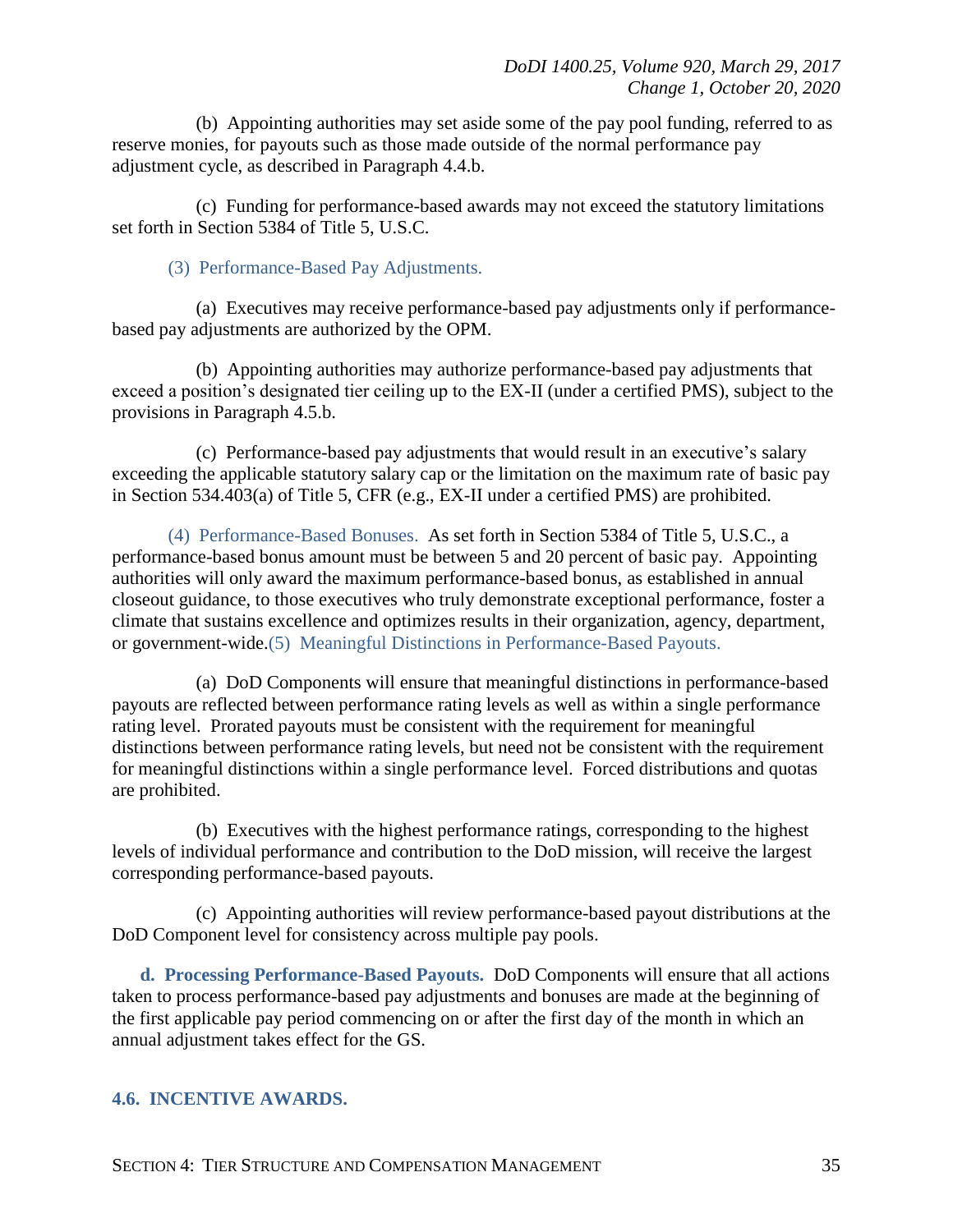(b) Appointing authorities may set aside some of the pay pool funding, referred to as reserve monies, for payouts such as those made outside of the normal performance pay adjustment cycle, as described in Paragraph 4.4.b.

(c) Funding for performance-based awards may not exceed the statutory limitations set forth in Section 5384 of Title 5, U.S.C.

(3) Performance-Based Pay Adjustments.

(a) Executives may receive performance-based pay adjustments only if performance-based pay adjustments are authorized by the OPM.

(b) Appointing authorities may authorize performance-based pay adjustments that exceed a position's designated tier ceiling up to the EX-II (under a certified PMS), subject to the provisions in Paragraph 4.5.b.

(c) Performance-based pay adjustments that would result in an executive's salary exceeding the applicable statutory salary cap or the limitation on the maximum rate of basic pay in Section 534.403(a) of Title 5, CFR (e.g., EX-II under a certified PMS) are prohibited.

(4) Performance-Based Bonuses. As set forth in Section 5384 of Title 5, U.S.C., a performance-based bonus amount must be between 5 and 20 percent of basic pay. Appointing authorities will only award the maximum performance-based bonus, as established in annual closeout guidance, to those executives who truly demonstrate exceptional performance, foster a climate that sustains excellence and optimizes results in their organization, agency, department, or government-wide.

(5) Meaningful Distinctions in Performance-Based Payouts.

(a) DoD Components will ensure that meaningful distinctions in performance-based payouts are reflected between performance rating levels as well as within a single performance rating level. Prorated payouts must be consistent with the requirement for meaningful distinctions between performance rating levels, but need not be consistent with the requirement for meaningful distinctions within a single performance level. Forced distributions and quotas are prohibited.

(b) Executives with the highest performance ratings, corresponding to the highest levels of individual performance and contribution to the DoD mission, will receive the largest corresponding performance-based payouts.

(c) Appointing authorities will review performance-based payout distributions at the DoD Component level for consistency across multiple pay pools.

**d. Processing Performance-Based Payouts.** DoD Components will ensure that all actions taken to process performance-based pay adjustments and bonuses are made at the beginning of the first applicable pay period commencing on or after the first day of the month in which an annual adjustment takes effect for the GS.

## 4.6. INCENTIVE AWARDS.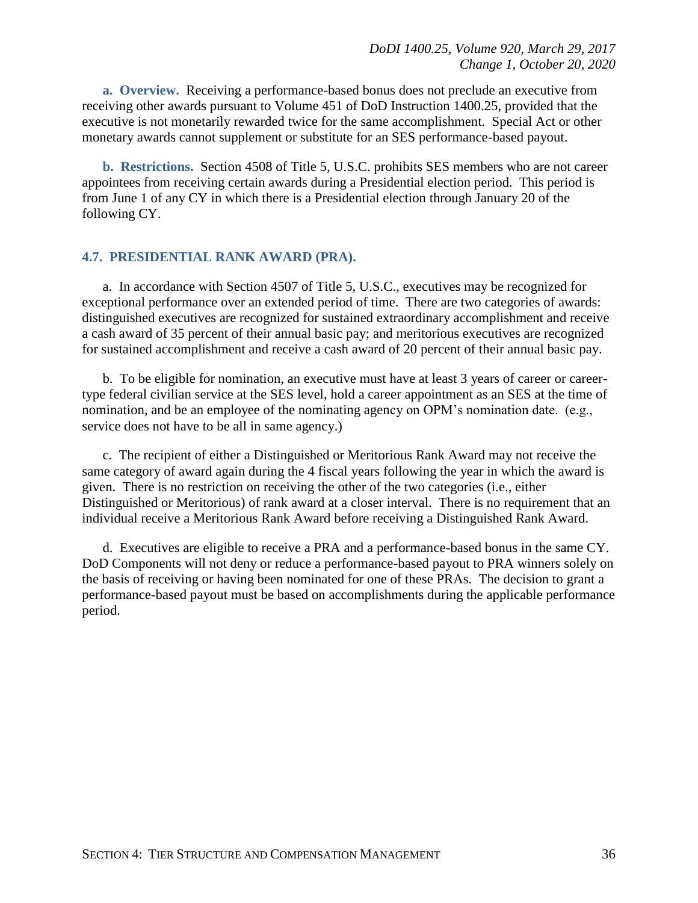**a. Overview.** Receiving a performance-based bonus does not preclude an executive from receiving other awards pursuant to Volume 451 of DoD Instruction 1400.25, provided that the executive is not monetarily rewarded twice for the same accomplishment. Special Act or other monetary awards cannot supplement or substitute for an SES performance-based payout.

**b. Restrictions.** Section 4508 of Title 5, U.S.C. prohibits SES members who are not career appointees from receiving certain awards during a Presidential election period. This period is from June 1 of any CY in which there is a Presidential election through January 20 of the following CY.

## 4.7. PRESIDENTIAL RANK AWARD (PRA).

a. In accordance with Section 4507 of Title 5, U.S.C., executives may be recognized for exceptional performance over an extended period of time. There are two categories of awards: distinguished executives are recognized for sustained extraordinary accomplishment and receive a cash award of 35 percent of their annual basic pay; and meritorious executives are recognized for sustained accomplishment and receive a cash award of 20 percent of their annual basic pay.

b. To be eligible for nomination, an executive must have at least 3 years of career or career-type federal civilian service at the SES level, hold a career appointment as an SES at the time of nomination, and be an employee of the nominating agency on OPM's nomination date. (e.g., service does not have to be all in same agency.)

c. The recipient of either a Distinguished or Meritorious Rank Award may not receive the same category of award again during the 4 fiscal years following the year in which the award is given. There is no restriction on receiving the other of the two categories (i.e., either Distinguished or Meritorious) of rank award at a closer interval. There is no requirement that an individual receive a Meritorious Rank Award before receiving a Distinguished Rank Award.

d. Executives are eligible to receive a PRA and a performance-based bonus in the same CY. DoD Components will not deny or reduce a performance-based payout to PRA winners solely on the basis of receiving or having been nominated for one of these PRAs. The decision to grant a performance-based payout must be based on accomplishments during the applicable performance period.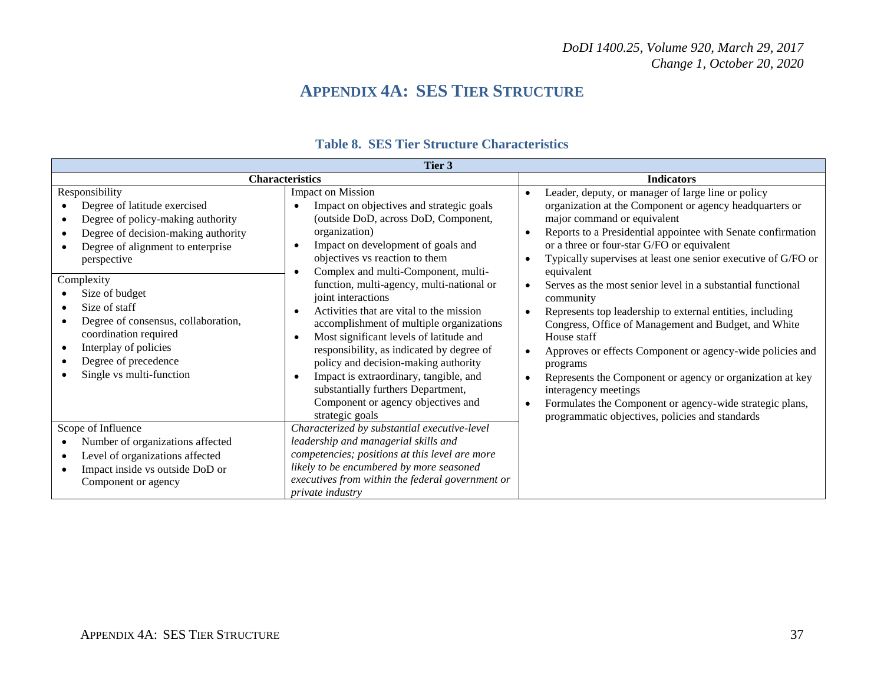## APPENDIX 4A: SES TIER STRUCTURE

**Table 8. SES Tier Structure Characteristics**

| Tier 3 | | |
|---|---|---|
| **Characteristics** | | **Indicators** |
| Responsibility<br>• Degree of latitude exercised<br>• Degree of policy-making authority<br>• Degree of decision-making authority<br>• Degree of alignment to enterprise perspective | Impact on Mission<br>• Impact on objectives and strategic goals (outside DoD, across DoD, Component, organization)<br>• Impact on development of goals and objectives vs reaction to them<br>• Complex and multi-Component, multi-function, multi-agency, multi-national or joint interactions<br>• Activities that are vital to the mission accomplishment of multiple organizations<br>• Most significant levels of latitude and responsibility, as indicated by degree of policy and decision-making authority<br>• Impact is extraordinary, tangible, and substantially furthers Department, Component or agency objectives and strategic goals | • Leader, deputy, or manager of large line or policy organization at the Component or agency headquarters or major command or equivalent<br>• Reports to a Presidential appointee with Senate confirmation or a three or four-star G/FO or equivalent<br>• Typically supervises at least one senior executive of G/FO or equivalent<br>• Serves as the most senior level in a substantial functional community<br>• Represents top leadership to external entities, including Congress, Office of Management and Budget, and White House staff<br>• Approves or effects Component or agency-wide policies and programs<br>• Represents the Component or agency or organization at key interagency meetings<br>• Formulates the Component or agency-wide strategic plans, programmatic objectives, policies and standards |
| Complexity<br>• Size of budget<br>• Size of staff<br>• Degree of consensus, collaboration, coordination required<br>• Interplay of policies<br>• Degree of precedence<br>• Single vs multi-function | | |
| Scope of Influence<br>• Number of organizations affected<br>• Level of organizations affected<br>• Impact inside vs outside DoD or Component or agency | *Characterized by substantial executive-level leadership and managerial skills and competencies; positions at this level are more likely to be encumbered by more seasoned executives from within the federal government or private industry* | |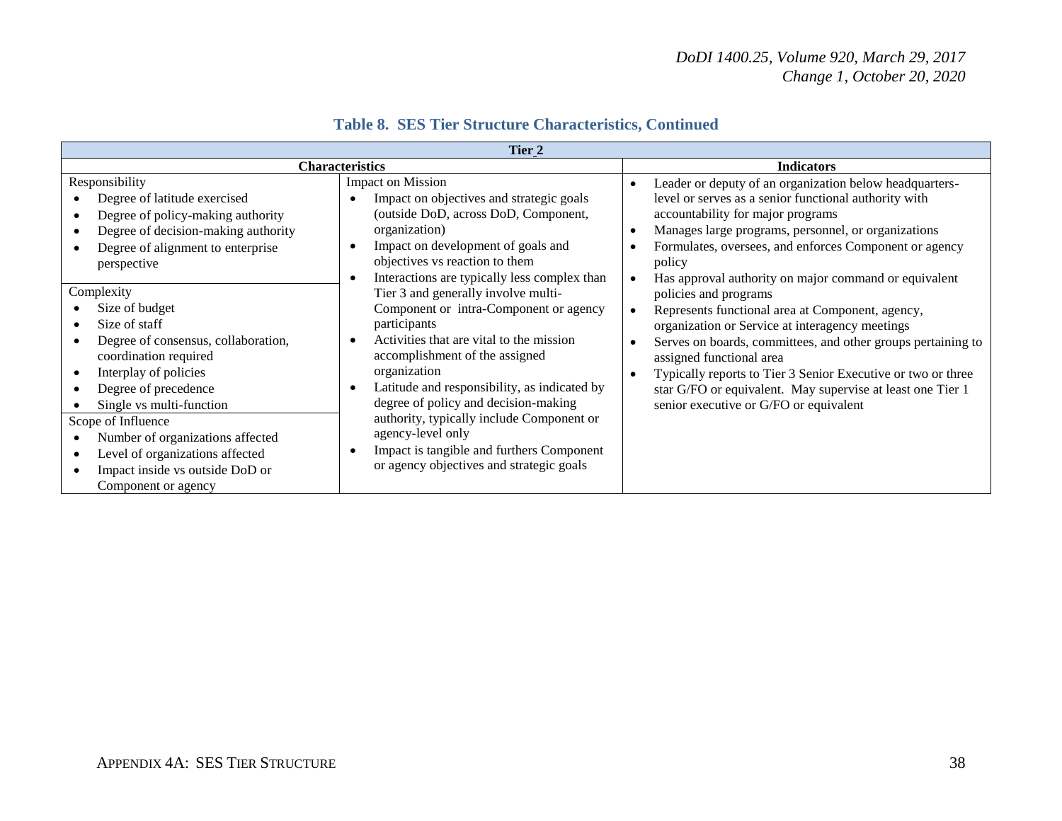**Table 8. SES Tier Structure Characteristics, Continued**

| Tier 2 | | |
|---|---|---|
| **Characteristics** | | **Indicators** |
| Responsibility<br>• Degree of latitude exercised<br>• Degree of policy-making authority<br>• Degree of decision-making authority<br>• Degree of alignment to enterprise perspective<br><br>Complexity<br>• Size of budget<br>• Size of staff<br>• Degree of consensus, collaboration, coordination required<br>• Interplay of policies<br>• Degree of precedence<br>• Single vs multi-function<br><br>Scope of Influence<br>• Number of organizations affected<br>• Level of organizations affected<br>• Impact inside vs outside DoD or Component or agency | Impact on Mission<br>• Impact on objectives and strategic goals (outside DoD, across DoD, Component, organization)<br>• Impact on development of goals and objectives vs reaction to them<br>• Interactions are typically less complex than Tier 3 and generally involve multi-Component or intra-Component or agency participants<br>• Activities that are vital to the mission accomplishment of the assigned organization<br>• Latitude and responsibility, as indicated by degree of policy and decision-making authority, typically include Component or agency-level only<br>• Impact is tangible and furthers Component or agency objectives and strategic goals | • Leader or deputy of an organization below headquarters-level or serves as a senior functional authority with accountability for major programs<br>• Manages large programs, personnel, or organizations<br>• Formulates, oversees, and enforces Component or agency policy<br>• Has approval authority on major command or equivalent policies and programs<br>• Represents functional area at Component, agency, organization or Service at interagency meetings<br>• Serves on boards, committees, and other groups pertaining to assigned functional area<br>• Typically reports to Tier 3 Senior Executive or two or three star G/FO or equivalent. May supervise at least one Tier 1 senior executive or G/FO or equivalent |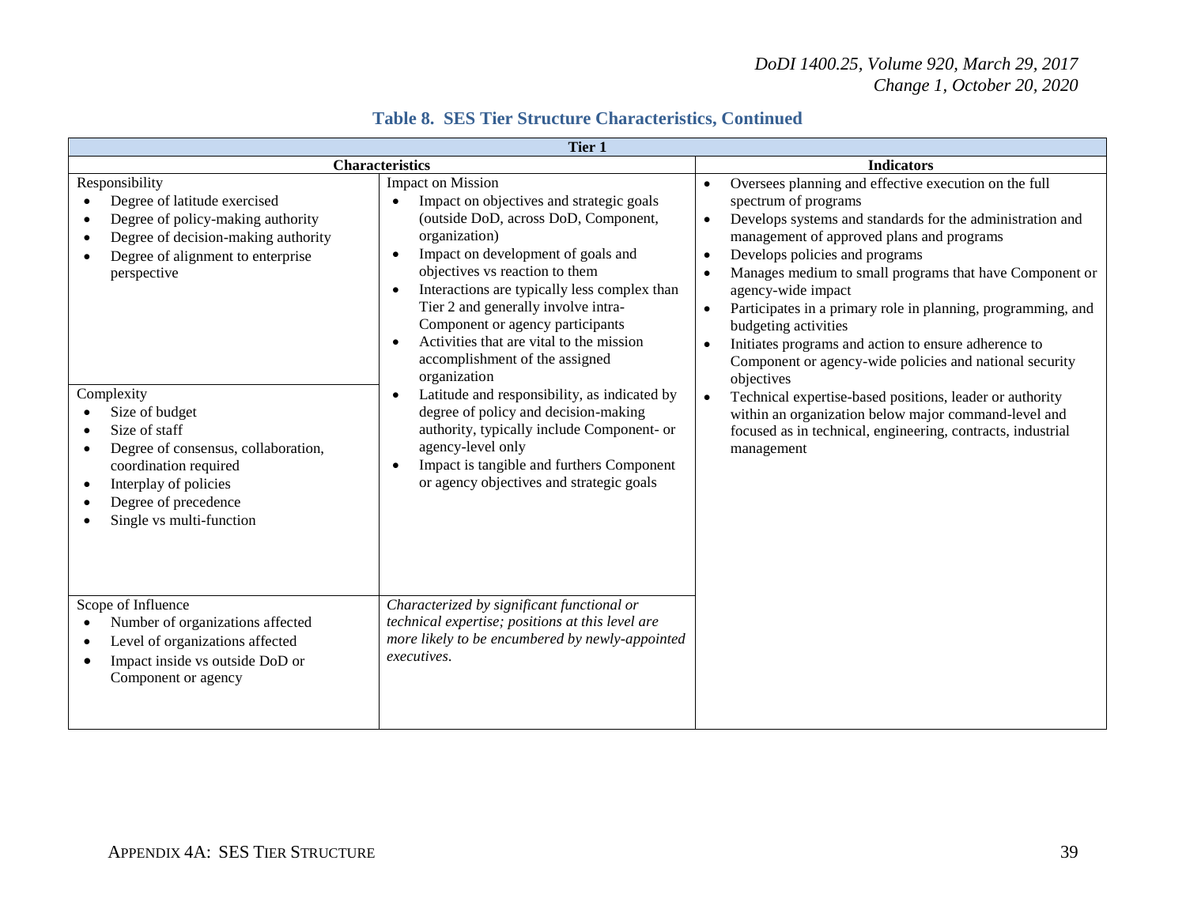**Table 8. SES Tier Structure Characteristics, Continued**

| Tier 1 | | |
|---|---|---|
| **Characteristics** | | **Indicators** |
| Responsibility<br>• Degree of latitude exercised<br>• Degree of policy-making authority<br>• Degree of decision-making authority<br>• Degree of alignment to enterprise perspective<br><br>Complexity<br>• Size of budget<br>• Size of staff<br>• Degree of consensus, collaboration, coordination required<br>• Interplay of policies<br>• Degree of precedence<br>• Single vs multi-function | Impact on Mission<br>• Impact on objectives and strategic goals (outside DoD, across DoD, Component, organization)<br>• Impact on development of goals and objectives vs reaction to them<br>• Interactions are typically less complex than Tier 2 and generally involve intra-Component or agency participants<br>• Activities that are vital to the mission accomplishment of the assigned organization<br>• Latitude and responsibility, as indicated by degree of policy and decision-making authority, typically include Component- or agency-level only<br>• Impact is tangible and furthers Component or agency objectives and strategic goals | • Oversees planning and effective execution on the full spectrum of programs<br>• Develops systems and standards for the administration and management of approved plans and programs<br>• Develops policies and programs<br>• Manages medium to small programs that have Component or agency-wide impact<br>• Participates in a primary role in planning, programming, and budgeting activities<br>• Initiates programs and action to ensure adherence to Component or agency-wide policies and national security objectives<br>• Technical expertise-based positions, leader or authority within an organization below major command-level and focused as in technical, engineering, contracts, industrial management |
| Scope of Influence<br>• Number of organizations affected<br>• Level of organizations affected<br>• Impact inside vs outside DoD or Component or agency | *Characterized by significant functional or technical expertise; positions at this level are more likely to be encumbered by newly-appointed executives.* | |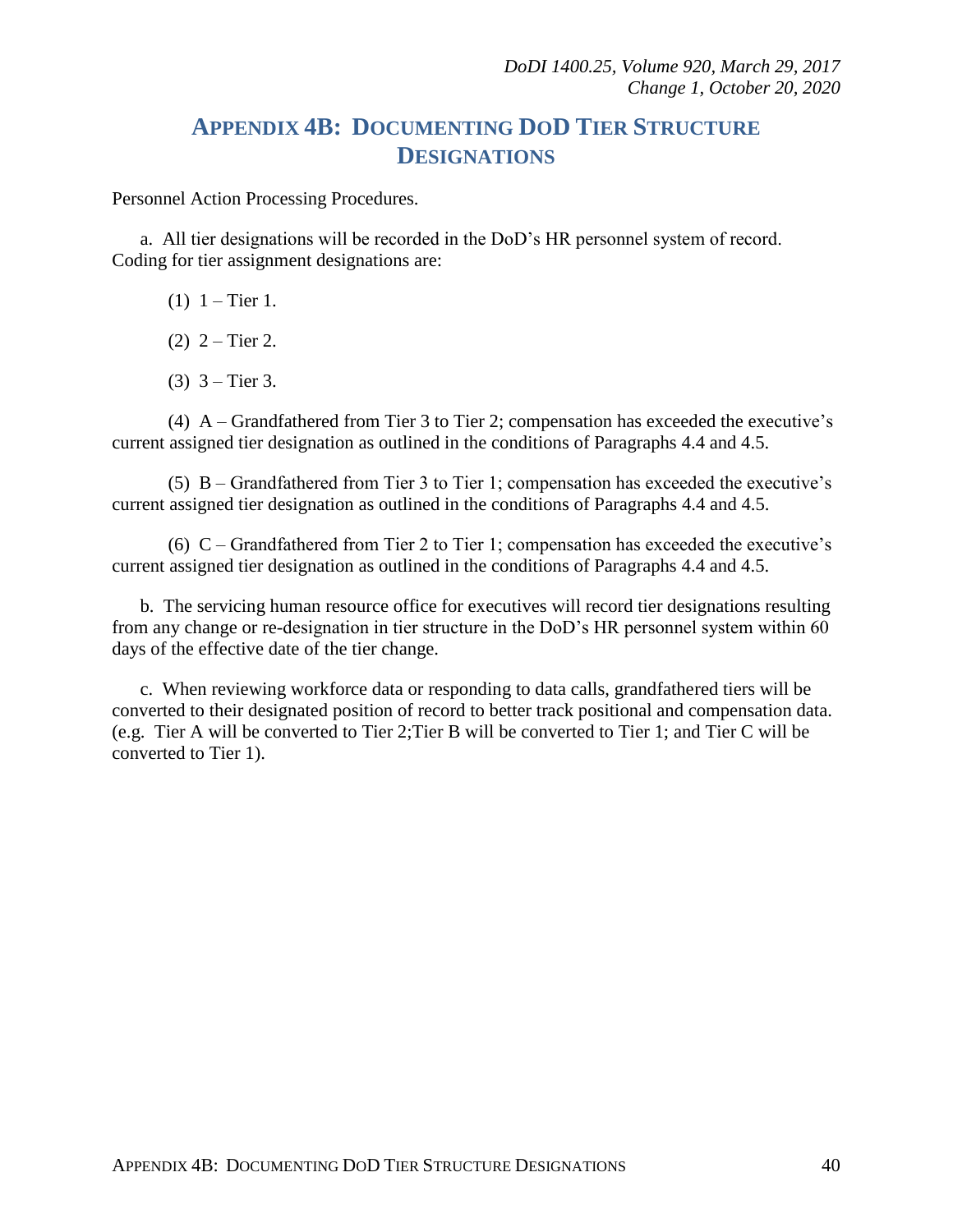# APPENDIX 4B: DOCUMENTING DOD TIER STRUCTURE DESIGNATIONS

Personnel Action Processing Procedures.

a. All tier designations will be recorded in the DoD's HR personnel system of record. Coding for tier assignment designations are:

(1) 1 – Tier 1.

(2) 2 – Tier 2.

(3) 3 – Tier 3.

(4) A – Grandfathered from Tier 3 to Tier 2; compensation has exceeded the executive's current assigned tier designation as outlined in the conditions of Paragraphs 4.4 and 4.5.

(5) B – Grandfathered from Tier 3 to Tier 1; compensation has exceeded the executive's current assigned tier designation as outlined in the conditions of Paragraphs 4.4 and 4.5.

(6) C – Grandfathered from Tier 2 to Tier 1; compensation has exceeded the executive's current assigned tier designation as outlined in the conditions of Paragraphs 4.4 and 4.5.

b. The servicing human resource office for executives will record tier designations resulting from any change or re-designation in tier structure in the DoD's HR personnel system within 60 days of the effective date of the tier change.

c. When reviewing workforce data or responding to data calls, grandfathered tiers will be converted to their designated position of record to better track positional and compensation data. (e.g. Tier A will be converted to Tier 2;Tier B will be converted to Tier 1; and Tier C will be converted to Tier 1).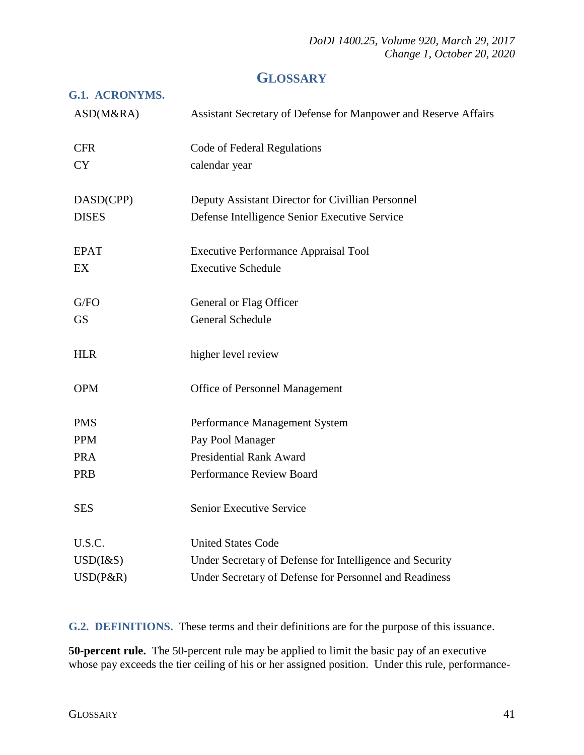# GLOSSARY

## G.1. ACRONYMS.

| | |
|---|---|
| ASD(M&RA) | Assistant Secretary of Defense for Manpower and Reserve Affairs |
| CFR | Code of Federal Regulations |
| CY | calendar year |
| DASD(CPP) | Deputy Assistant Director for Civillian Personnel |
| DISES | Defense Intelligence Senior Executive Service |
| EPAT | Executive Performance Appraisal Tool |
| EX | Executive Schedule |
| G/FO | General or Flag Officer |
| GS | General Schedule |
| HLR | higher level review |
| OPM | Office of Personnel Management |
| PMS | Performance Management System |
| PPM | Pay Pool Manager |
| PRA | Presidential Rank Award |
| PRB | Performance Review Board |
| SES | Senior Executive Service |
| U.S.C. | United States Code |
| USD(I&S) | Under Secretary of Defense for Intelligence and Security |
| USD(P&R) | Under Secretary of Defense for Personnel and Readiness |

## G.2. DEFINITIONS.

These terms and their definitions are for the purpose of this issuance.

**50-percent rule.** The 50-percent rule may be applied to limit the basic pay of an executive whose pay exceeds the tier ceiling of his or her assigned position. Under this rule, performance-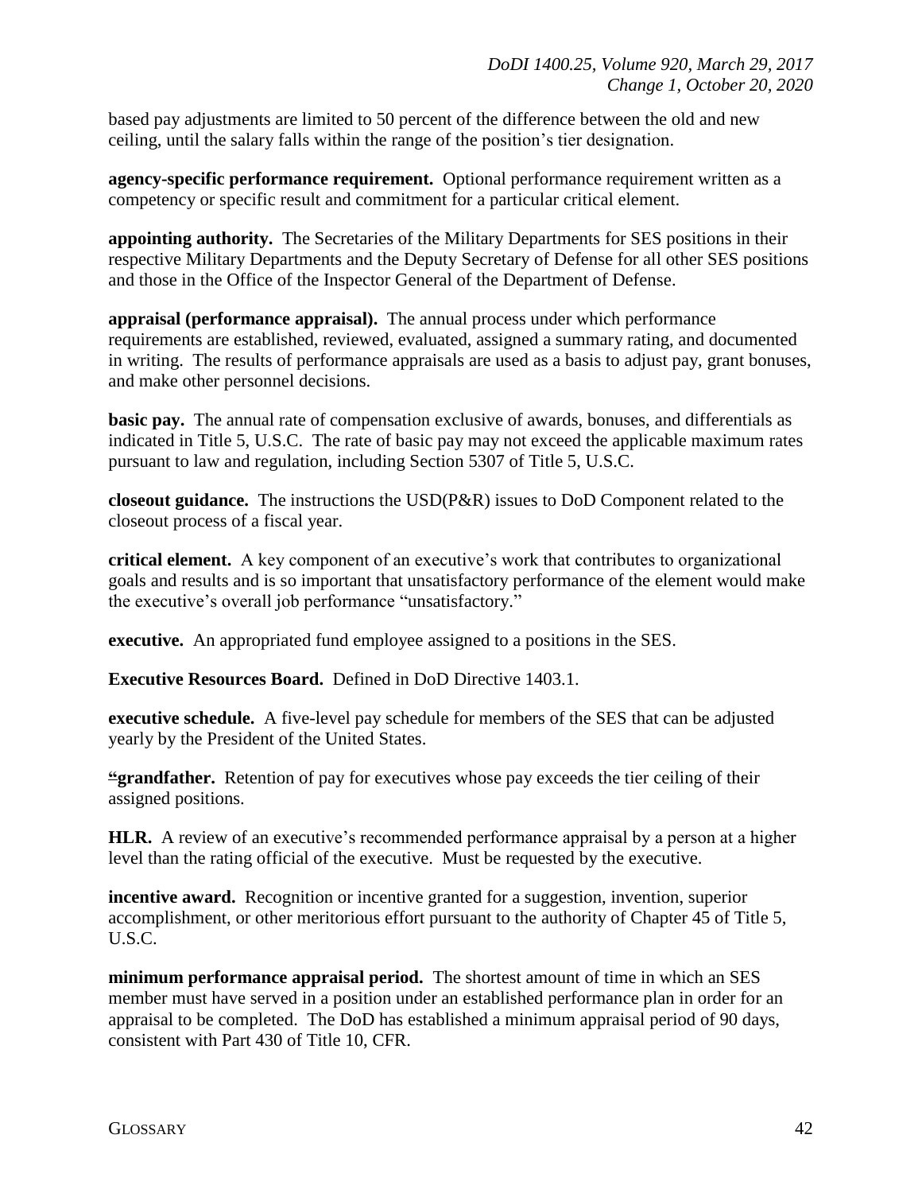based pay adjustments are limited to 50 percent of the difference between the old and new ceiling, until the salary falls within the range of the position's tier designation.

**agency-specific performance requirement.** Optional performance requirement written as a competency or specific result and commitment for a particular critical element.

**appointing authority.** The Secretaries of the Military Departments for SES positions in their respective Military Departments and the Deputy Secretary of Defense for all other SES positions and those in the Office of the Inspector General of the Department of Defense.

**appraisal (performance appraisal).** The annual process under which performance requirements are established, reviewed, evaluated, assigned a summary rating, and documented in writing. The results of performance appraisals are used as a basis to adjust pay, grant bonuses, and make other personnel decisions.

**basic pay.** The annual rate of compensation exclusive of awards, bonuses, and differentials as indicated in Title 5, U.S.C. The rate of basic pay may not exceed the applicable maximum rates pursuant to law and regulation, including Section 5307 of Title 5, U.S.C.

**closeout guidance.** The instructions the USD(P&R) issues to DoD Component related to the closeout process of a fiscal year.

**critical element.** A key component of an executive's work that contributes to organizational goals and results and is so important that unsatisfactory performance of the element would make the executive's overall job performance "unsatisfactory."

**executive.** An appropriated fund employee assigned to a positions in the SES.

**Executive Resources Board.** Defined in DoD Directive 1403.1.

**executive schedule.** A five-level pay schedule for members of the SES that can be adjusted yearly by the President of the United States.

**"grandfather.** Retention of pay for executives whose pay exceeds the tier ceiling of their assigned positions.

**HLR.** A review of an executive's recommended performance appraisal by a person at a higher level than the rating official of the executive. Must be requested by the executive.

**incentive award.** Recognition or incentive granted for a suggestion, invention, superior accomplishment, or other meritorious effort pursuant to the authority of Chapter 45 of Title 5, U.S.C.

**minimum performance appraisal period.** The shortest amount of time in which an SES member must have served in a position under an established performance plan in order for an appraisal to be completed. The DoD has established a minimum appraisal period of 90 days, consistent with Part 430 of Title 10, CFR.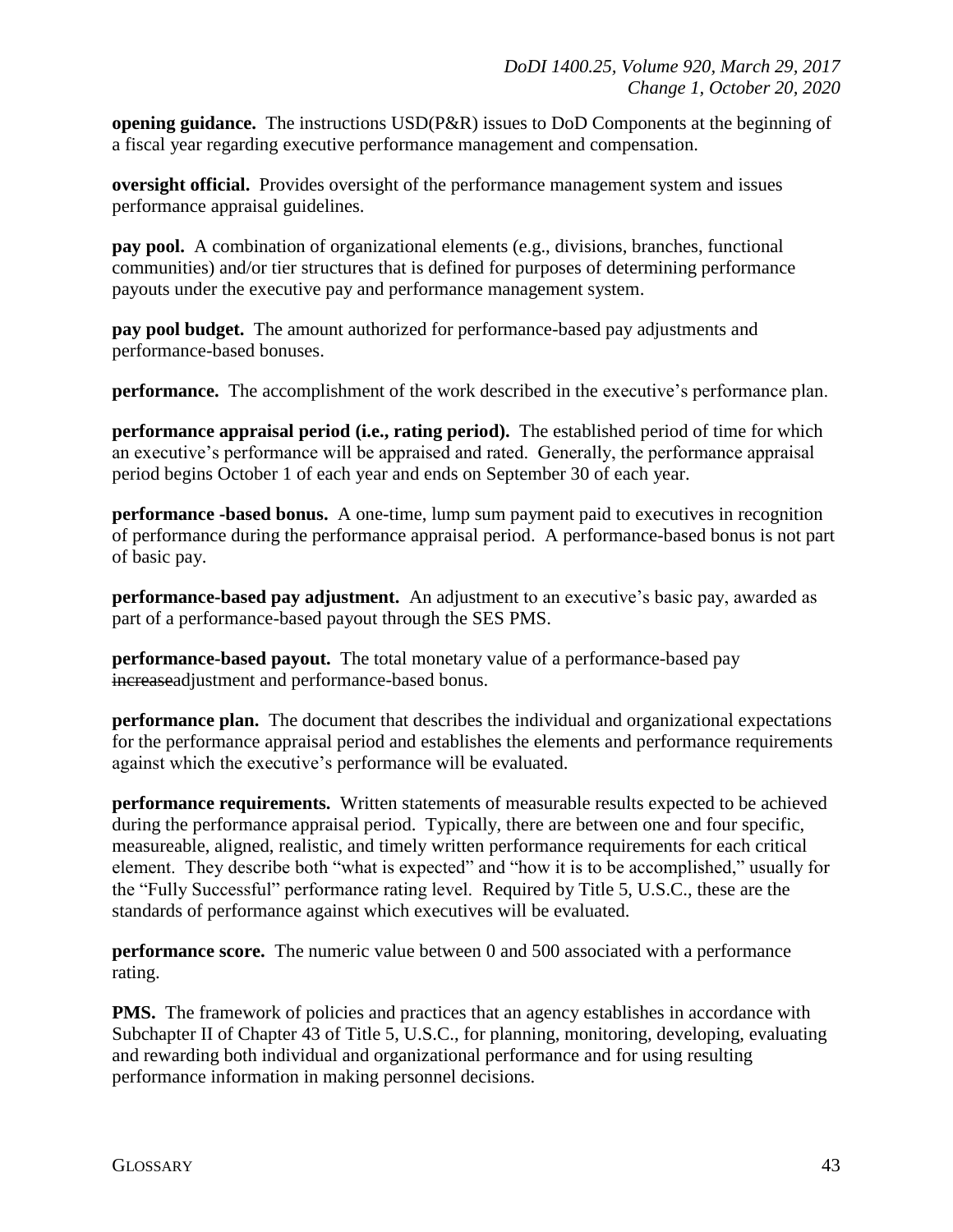**opening guidance.** The instructions USD(P&R) issues to DoD Components at the beginning of a fiscal year regarding executive performance management and compensation.

**oversight official.** Provides oversight of the performance management system and issues performance appraisal guidelines.

**pay pool.** A combination of organizational elements (e.g., divisions, branches, functional communities) and/or tier structures that is defined for purposes of determining performance payouts under the executive pay and performance management system.

**pay pool budget.** The amount authorized for performance-based pay adjustments and performance-based bonuses.

**performance.** The accomplishment of the work described in the executive's performance plan.

**performance appraisal period (i.e., rating period).** The established period of time for which an executive's performance will be appraised and rated. Generally, the performance appraisal period begins October 1 of each year and ends on September 30 of each year.

**performance -based bonus.** A one-time, lump sum payment paid to executives in recognition of performance during the performance appraisal period. A performance-based bonus is not part of basic pay.

**performance-based pay adjustment.** An adjustment to an executive's basic pay, awarded as part of a performance-based payout through the SES PMS.

**performance-based payout.** The total monetary value of a performance-based pay ~~increase~~adjustment and performance-based bonus.

**performance plan.** The document that describes the individual and organizational expectations for the performance appraisal period and establishes the elements and performance requirements against which the executive's performance will be evaluated.

**performance requirements.** Written statements of measurable results expected to be achieved during the performance appraisal period. Typically, there are between one and four specific, measureable, aligned, realistic, and timely written performance requirements for each critical element. They describe both "what is expected" and "how it is to be accomplished," usually for the "Fully Successful" performance rating level. Required by Title 5, U.S.C., these are the standards of performance against which executives will be evaluated.

**performance score.** The numeric value between 0 and 500 associated with a performance rating.

**PMS.** The framework of policies and practices that an agency establishes in accordance with Subchapter II of Chapter 43 of Title 5, U.S.C., for planning, monitoring, developing, evaluating and rewarding both individual and organizational performance and for using resulting performance information in making personnel decisions.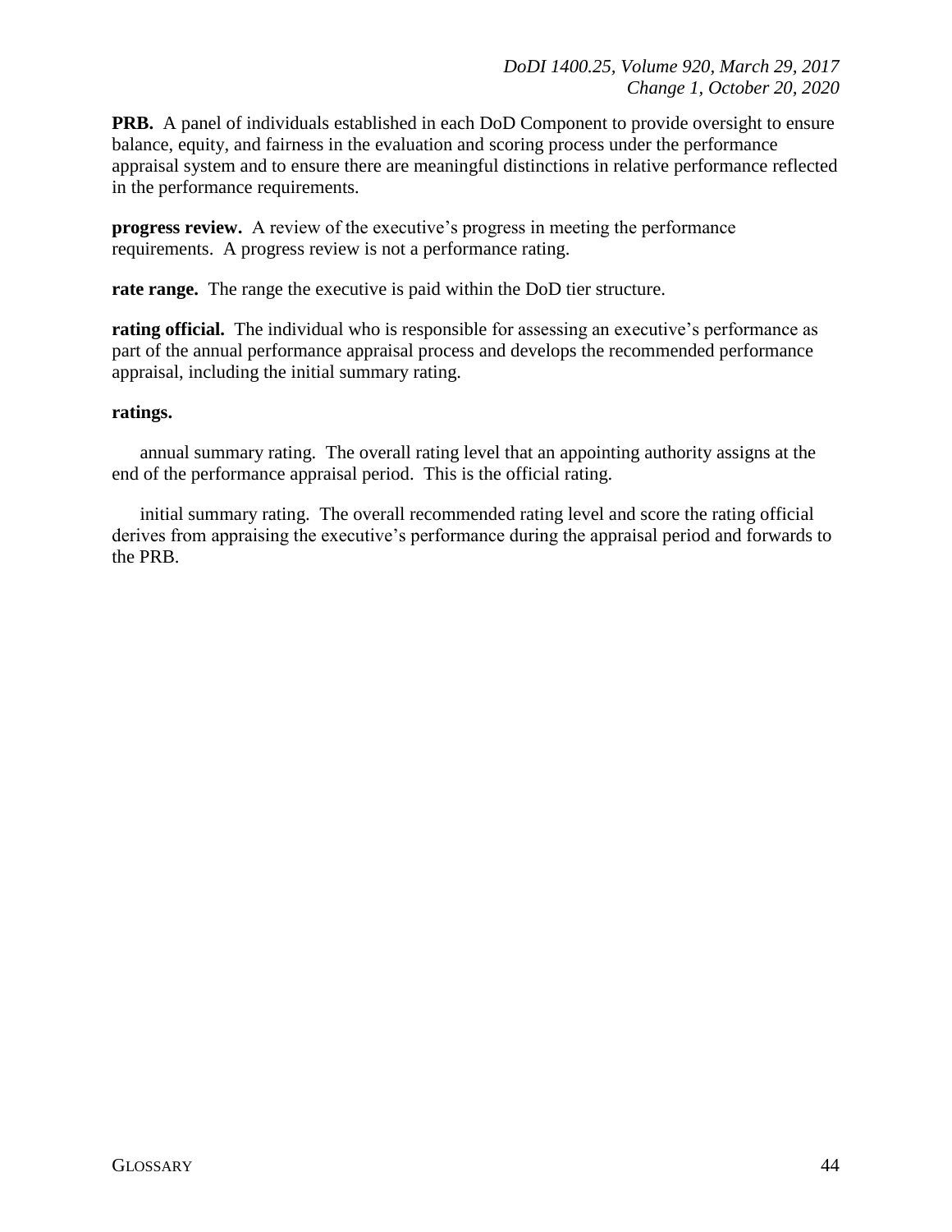**PRB.** A panel of individuals established in each DoD Component to provide oversight to ensure balance, equity, and fairness in the evaluation and scoring process under the performance appraisal system and to ensure there are meaningful distinctions in relative performance reflected in the performance requirements.

**progress review.** A review of the executive's progress in meeting the performance requirements. A progress review is not a performance rating.

**rate range.** The range the executive is paid within the DoD tier structure.

**rating official.** The individual who is responsible for assessing an executive's performance as part of the annual performance appraisal process and develops the recommended performance appraisal, including the initial summary rating.

**ratings.**

annual summary rating. The overall rating level that an appointing authority assigns at the end of the performance appraisal period. This is the official rating.

initial summary rating. The overall recommended rating level and score the rating official derives from appraising the executive's performance during the appraisal period and forwards to the PRB.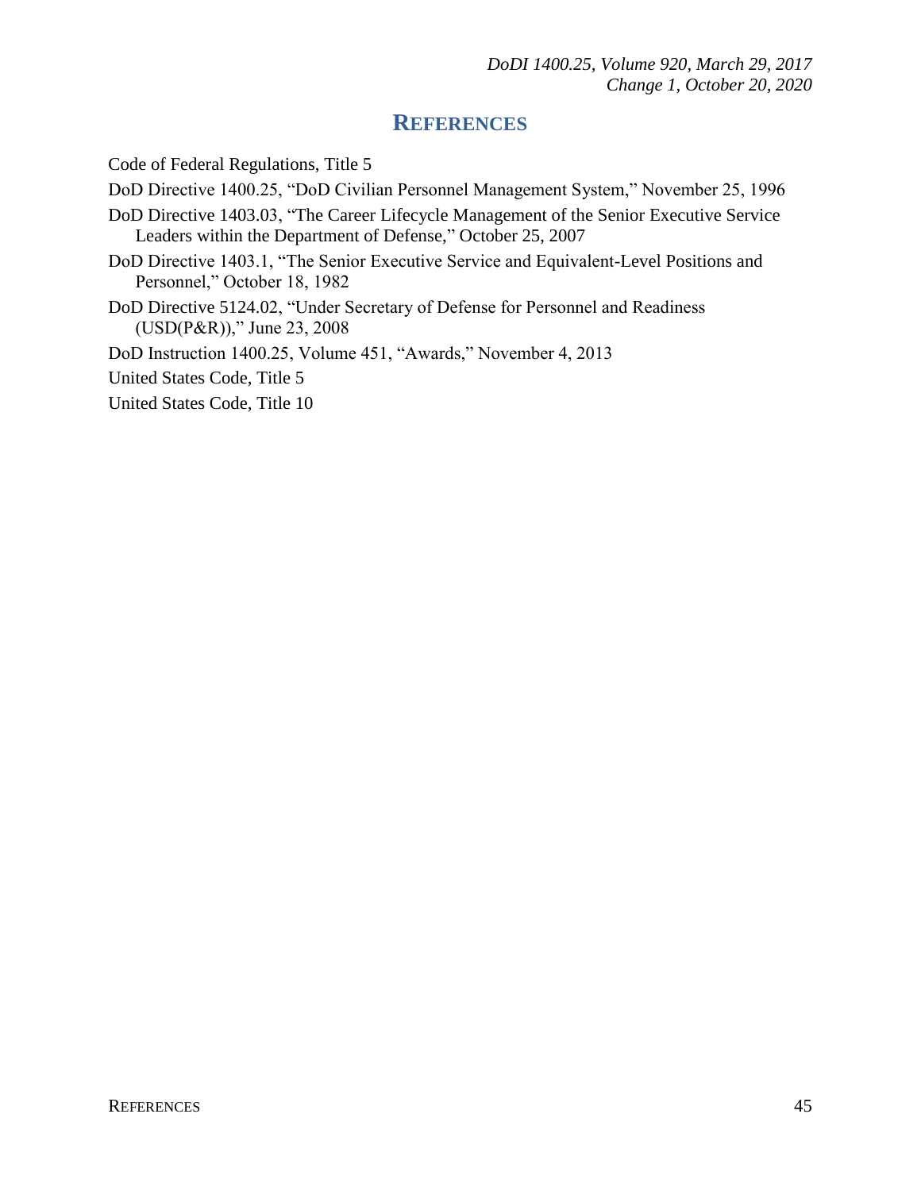# REFERENCES

Code of Federal Regulations, Title 5

DoD Directive 1400.25, "DoD Civilian Personnel Management System," November 25, 1996

DoD Directive 1403.03, "The Career Lifecycle Management of the Senior Executive Service Leaders within the Department of Defense," October 25, 2007

DoD Directive 1403.1, "The Senior Executive Service and Equivalent-Level Positions and Personnel," October 18, 1982

DoD Directive 5124.02, "Under Secretary of Defense for Personnel and Readiness (USD(P&R))," June 23, 2008

DoD Instruction 1400.25, Volume 451, "Awards," November 4, 2013

United States Code, Title 5

United States Code, Title 10